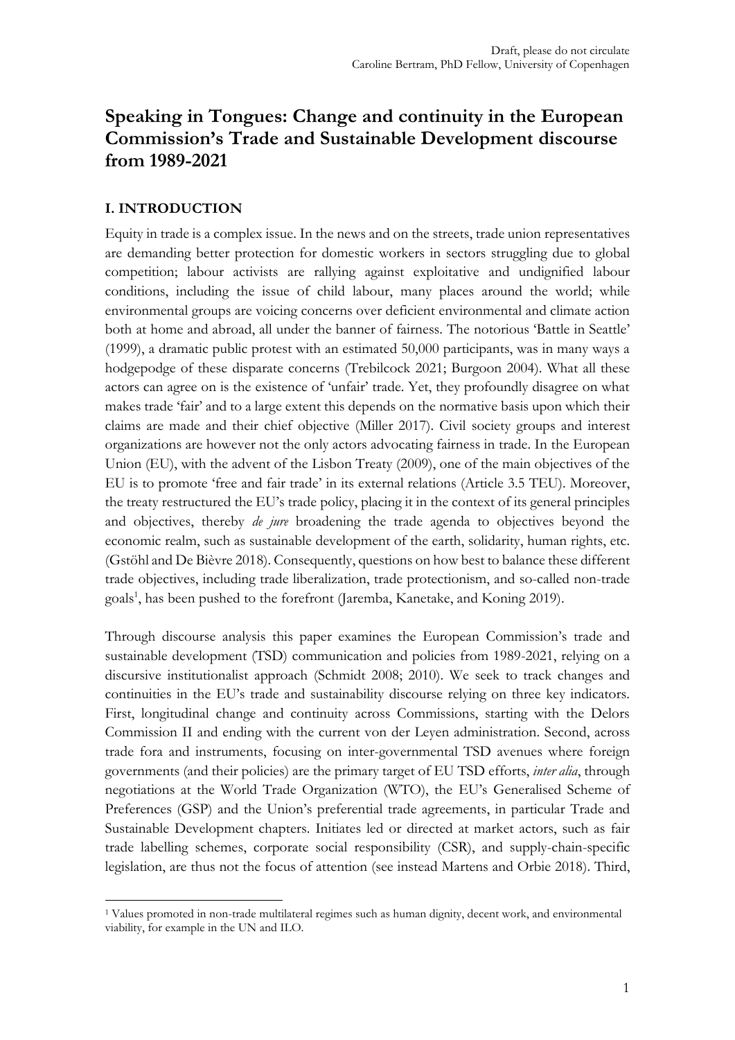Draft, please do not circulate
Caroline Bertram, PhD Fellow, University of Copenhagen

# Speaking in Tongues: Change and continuity in the European Commission's Trade and Sustainable Development discourse from 1989-2021

## I. INTRODUCTION

Equity in trade is a complex issue. In the news and on the streets, trade union representatives are demanding better protection for domestic workers in sectors struggling due to global competition; labour activists are rallying against exploitative and undignified labour conditions, including the issue of child labour, many places around the world; while environmental groups are voicing concerns over deficient environmental and climate action both at home and abroad, all under the banner of fairness. The notorious 'Battle in Seattle' (1999), a dramatic public protest with an estimated 50,000 participants, was in many ways a hodgepodge of these disparate concerns (Trebilcock 2021; Burgoon 2004). What all these actors can agree on is the existence of 'unfair' trade. Yet, they profoundly disagree on what makes trade 'fair' and to a large extent this depends on the normative basis upon which their claims are made and their chief objective (Miller 2017). Civil society groups and interest organizations are however not the only actors advocating fairness in trade. In the European Union (EU), with the advent of the Lisbon Treaty (2009), one of the main objectives of the EU is to promote 'free and fair trade' in its external relations (Article 3.5 TEU). Moreover, the treaty restructured the EU's trade policy, placing it in the context of its general principles and objectives, thereby *de jure* broadening the trade agenda to objectives beyond the economic realm, such as sustainable development of the earth, solidarity, human rights, etc. (Gstöhl and De Bièvre 2018). Consequently, questions on how best to balance these different trade objectives, including trade liberalization, trade protectionism, and so-called non-trade goals[1], has been pushed to the forefront (Jaremba, Kanetake, and Koning 2019).

Through discourse analysis this paper examines the European Commission's trade and sustainable development (TSD) communication and policies from 1989-2021, relying on a discursive institutionalist approach (Schmidt 2008; 2010). We seek to track changes and continuities in the EU's trade and sustainability discourse relying on three key indicators. First, longitudinal change and continuity across Commissions, starting with the Delors Commission II and ending with the current von der Leyen administration. Second, across trade fora and instruments, focusing on inter-governmental TSD avenues where foreign governments (and their policies) are the primary target of EU TSD efforts, *inter alia*, through negotiations at the World Trade Organization (WTO), the EU's Generalised Scheme of Preferences (GSP) and the Union's preferential trade agreements, in particular Trade and Sustainable Development chapters. Initiates led or directed at market actors, such as fair trade labelling schemes, corporate social responsibility (CSR), and supply-chain-specific legislation, are thus not the focus of attention (see instead Martens and Orbie 2018). Third,

[1] Values promoted in non-trade multilateral regimes such as human dignity, decent work, and environmental viability, for example in the UN and ILO.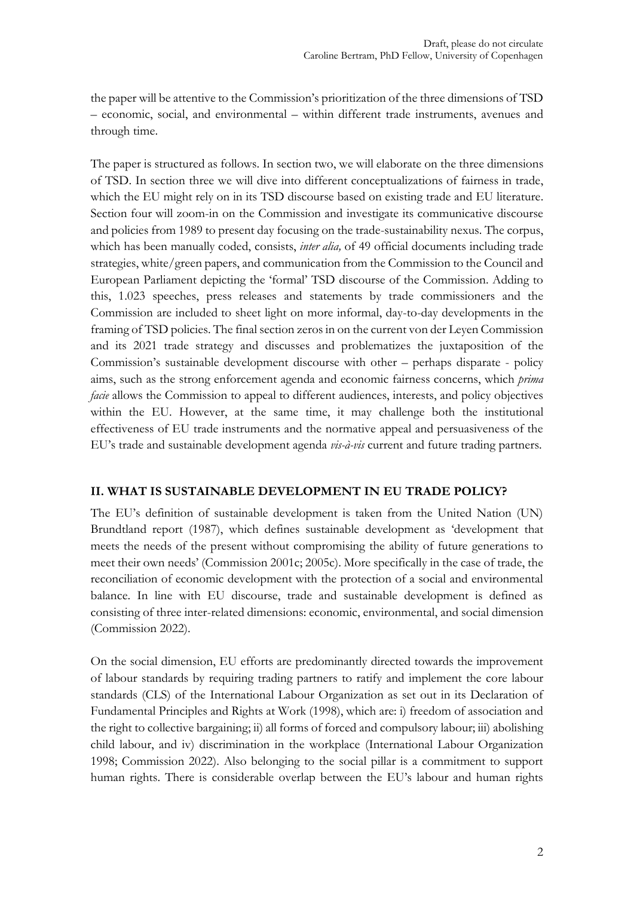the paper will be attentive to the Commission's prioritization of the three dimensions of TSD – economic, social, and environmental – within different trade instruments, avenues and through time.

The paper is structured as follows. In section two, we will elaborate on the three dimensions of TSD. In section three we will dive into different conceptualizations of fairness in trade, which the EU might rely on in its TSD discourse based on existing trade and EU literature. Section four will zoom-in on the Commission and investigate its communicative discourse and policies from 1989 to present day focusing on the trade-sustainability nexus. The corpus, which has been manually coded, consists, *inter alia,* of 49 official documents including trade strategies, white/green papers, and communication from the Commission to the Council and European Parliament depicting the 'formal' TSD discourse of the Commission. Adding to this, 1.023 speeches, press releases and statements by trade commissioners and the Commission are included to sheet light on more informal, day-to-day developments in the framing of TSD policies. The final section zeros in on the current von der Leyen Commission and its 2021 trade strategy and discusses and problematizes the juxtaposition of the Commission's sustainable development discourse with other – perhaps disparate - policy aims, such as the strong enforcement agenda and economic fairness concerns, which *prima facie* allows the Commission to appeal to different audiences, interests, and policy objectives within the EU. However, at the same time, it may challenge both the institutional effectiveness of EU trade instruments and the normative appeal and persuasiveness of the EU's trade and sustainable development agenda *vis-à-vis* current and future trading partners.

## II. WHAT IS SUSTAINABLE DEVELOPMENT IN EU TRADE POLICY?

The EU's definition of sustainable development is taken from the United Nation (UN) Brundtland report (1987), which defines sustainable development as 'development that meets the needs of the present without compromising the ability of future generations to meet their own needs' (Commission 2001c; 2005c). More specifically in the case of trade, the reconciliation of economic development with the protection of a social and environmental balance. In line with EU discourse, trade and sustainable development is defined as consisting of three inter-related dimensions: economic, environmental, and social dimension (Commission 2022).

On the social dimension, EU efforts are predominantly directed towards the improvement of labour standards by requiring trading partners to ratify and implement the core labour standards (CLS) of the International Labour Organization as set out in its Declaration of Fundamental Principles and Rights at Work (1998), which are: i) freedom of association and the right to collective bargaining; ii) all forms of forced and compulsory labour; iii) abolishing child labour, and iv) discrimination in the workplace (International Labour Organization 1998; Commission 2022). Also belonging to the social pillar is a commitment to support human rights. There is considerable overlap between the EU's labour and human rights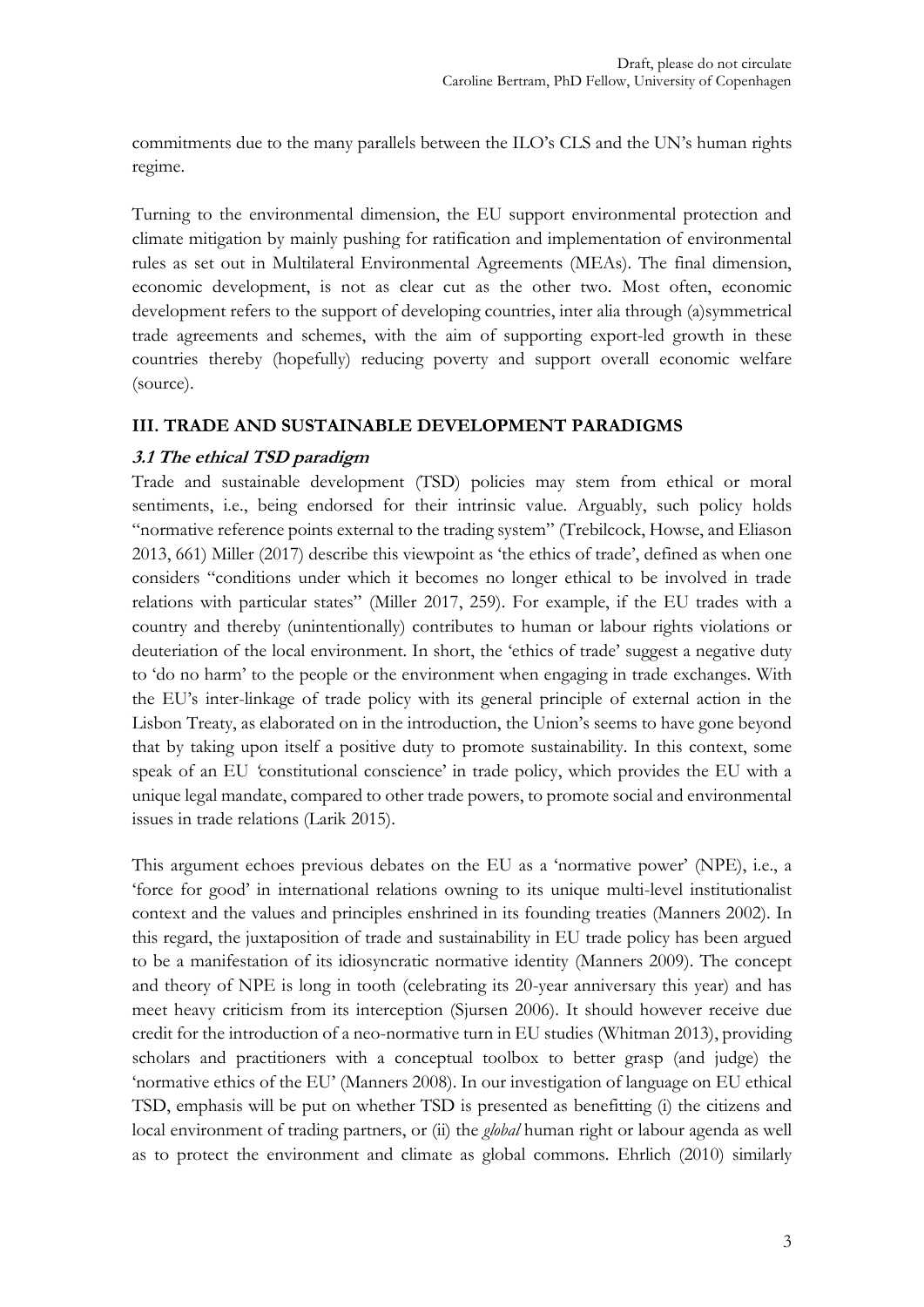commitments due to the many parallels between the ILO's CLS and the UN's human rights regime.

Turning to the environmental dimension, the EU support environmental protection and climate mitigation by mainly pushing for ratification and implementation of environmental rules as set out in Multilateral Environmental Agreements (MEAs). The final dimension, economic development, is not as clear cut as the other two. Most often, economic development refers to the support of developing countries, inter alia through (a)symmetrical trade agreements and schemes, with the aim of supporting export-led growth in these countries thereby (hopefully) reducing poverty and support overall economic welfare (source).

## III. TRADE AND SUSTAINABLE DEVELOPMENT PARADIGMS

### *3.1 The ethical TSD paradigm*

Trade and sustainable development (TSD) policies may stem from ethical or moral sentiments, i.e., being endorsed for their intrinsic value. Arguably, such policy holds "normative reference points external to the trading system" (Trebilcock, Howse, and Eliason 2013, 661) Miller (2017) describe this viewpoint as 'the ethics of trade', defined as when one considers "conditions under which it becomes no longer ethical to be involved in trade relations with particular states" (Miller 2017, 259). For example, if the EU trades with a country and thereby (unintentionally) contributes to human or labour rights violations or deuteriation of the local environment. In short, the 'ethics of trade' suggest a negative duty to 'do no harm' to the people or the environment when engaging in trade exchanges. With the EU's inter-linkage of trade policy with its general principle of external action in the Lisbon Treaty, as elaborated on in the introduction, the Union's seems to have gone beyond that by taking upon itself a positive duty to promote sustainability. In this context, some speak of an EU 'constitutional conscience' in trade policy, which provides the EU with a unique legal mandate, compared to other trade powers, to promote social and environmental issues in trade relations (Larik 2015).

This argument echoes previous debates on the EU as a 'normative power' (NPE), i.e., a 'force for good' in international relations owning to its unique multi-level institutionalist context and the values and principles enshrined in its founding treaties (Manners 2002). In this regard, the juxtaposition of trade and sustainability in EU trade policy has been argued to be a manifestation of its idiosyncratic normative identity (Manners 2009). The concept and theory of NPE is long in tooth (celebrating its 20-year anniversary this year) and has meet heavy criticism from its interception (Sjursen 2006). It should however receive due credit for the introduction of a neo-normative turn in EU studies (Whitman 2013), providing scholars and practitioners with a conceptual toolbox to better grasp (and judge) the 'normative ethics of the EU' (Manners 2008). In our investigation of language on EU ethical TSD, emphasis will be put on whether TSD is presented as benefitting (i) the citizens and local environment of trading partners, or (ii) the *global* human right or labour agenda as well as to protect the environment and climate as global commons. Ehrlich (2010) similarly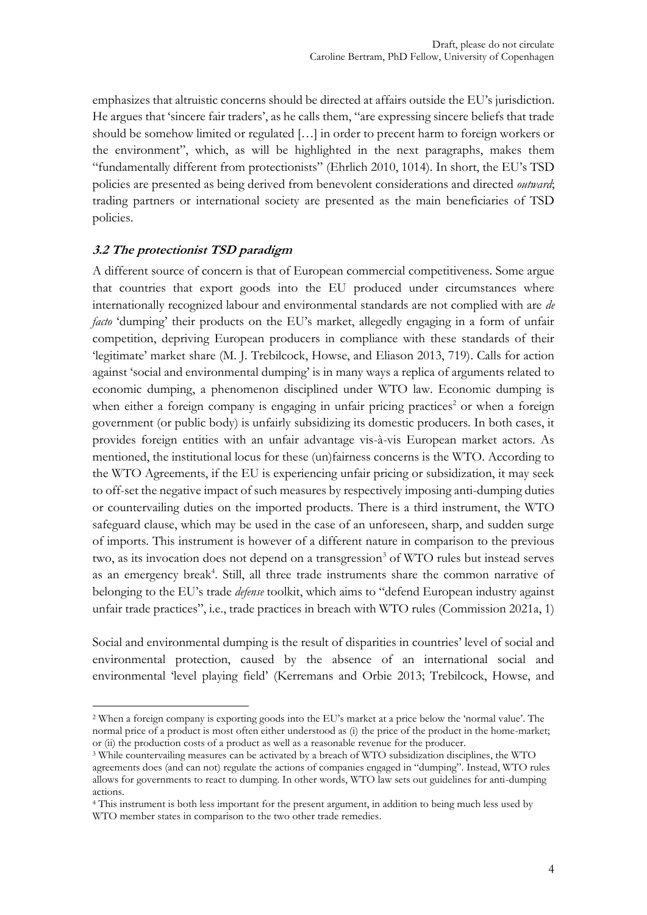emphasizes that altruistic concerns should be directed at affairs outside the EU's jurisdiction. He argues that 'sincere fair traders', as he calls them, "are expressing sincere beliefs that trade should be somehow limited or regulated […] in order to precent harm to foreign workers or the environment", which, as will be highlighted in the next paragraphs, makes them "fundamentally different from protectionists" (Ehrlich 2010, 1014). In short, the EU's TSD policies are presented as being derived from benevolent considerations and directed *outward*; trading partners or international society are presented as the main beneficiaries of TSD policies.

### 3.2 The protectionist TSD paradigm

A different source of concern is that of European commercial competitiveness. Some argue that countries that export goods into the EU produced under circumstances where internationally recognized labour and environmental standards are not complied with are *de facto* 'dumping' their products on the EU's market, allegedly engaging in a form of unfair competition, depriving European producers in compliance with these standards of their 'legitimate' market share (M. J. Trebilcock, Howse, and Eliason 2013, 719). Calls for action against 'social and environmental dumping' is in many ways a replica of arguments related to economic dumping, a phenomenon disciplined under WTO law. Economic dumping is when either a foreign company is engaging in unfair pricing practices[2] or when a foreign government (or public body) is unfairly subsidizing its domestic producers. In both cases, it provides foreign entities with an unfair advantage vis-à-vis European market actors. As mentioned, the institutional locus for these (un)fairness concerns is the WTO. According to the WTO Agreements, if the EU is experiencing unfair pricing or subsidization, it may seek to off-set the negative impact of such measures by respectively imposing anti-dumping duties or countervailing duties on the imported products. There is a third instrument, the WTO safeguard clause, which may be used in the case of an unforeseen, sharp, and sudden surge of imports. This instrument is however of a different nature in comparison to the previous two, as its invocation does not depend on a transgression[3] of WTO rules but instead serves as an emergency break[4]. Still, all three trade instruments share the common narrative of belonging to the EU's trade *defense* toolkit, which aims to "defend European industry against unfair trade practices", i.e., trade practices in breach with WTO rules (Commission 2021a, 1)

Social and environmental dumping is the result of disparities in countries' level of social and environmental protection, caused by the absence of an international social and environmental 'level playing field' (Kerremans and Orbie 2013; Trebilcock, Howse, and

---

[2] When a foreign company is exporting goods into the EU's market at a price below the 'normal value'. The normal price of a product is most often either understood as (i) the price of the product in the home-market; or (ii) the production costs of a product as well as a reasonable revenue for the producer.

[3] While countervailing measures can be activated by a breach of WTO subsidization disciplines, the WTO agreements does (and can not) regulate the actions of companies engaged in "dumping". Instead, WTO rules allows for governments to react to dumping. In other words, WTO law sets out guidelines for anti-dumping actions.

[4] This instrument is both less important for the present argument, in addition to being much less used by WTO member states in comparison to the two other trade remedies.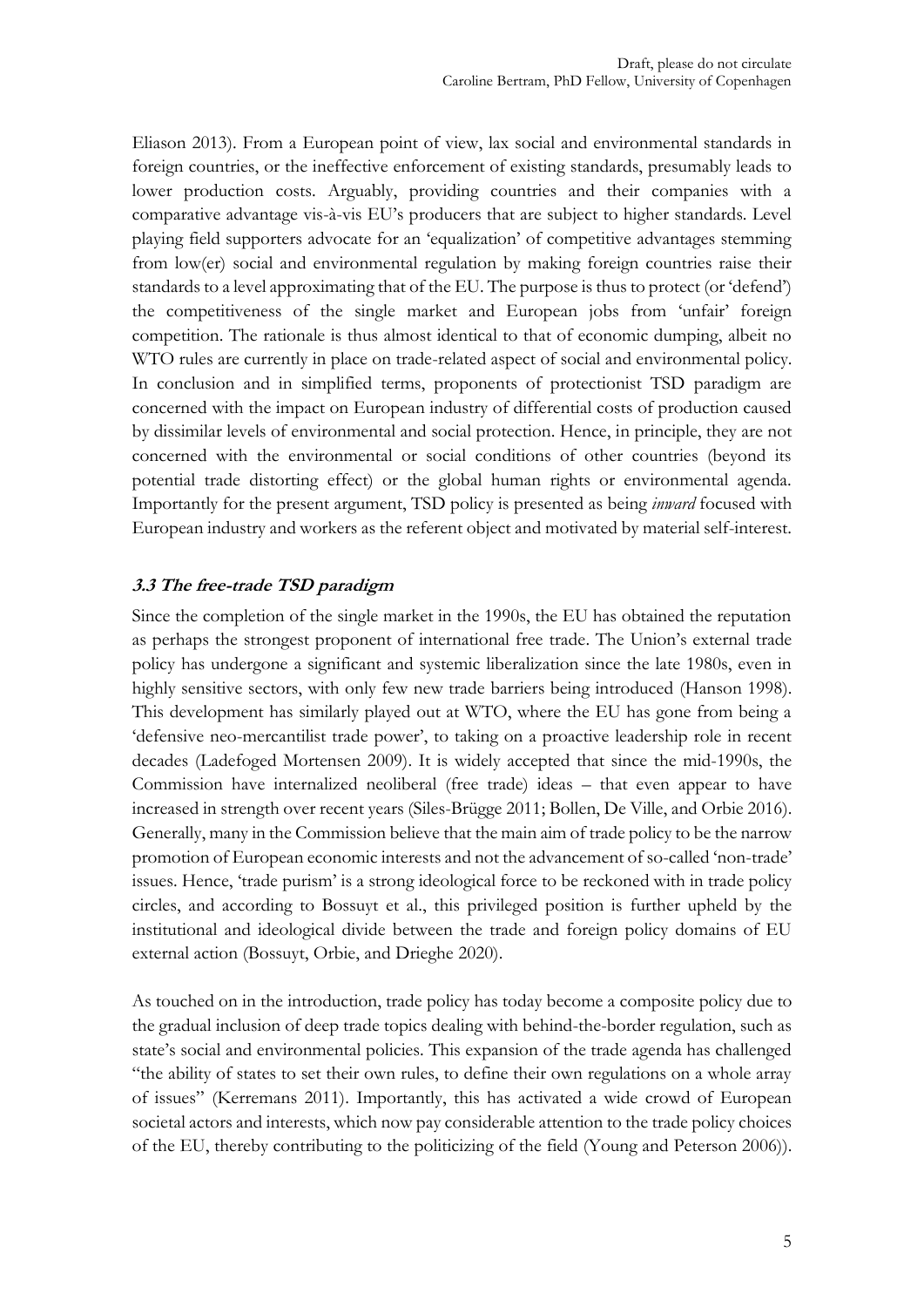Eliason 2013). From a European point of view, lax social and environmental standards in foreign countries, or the ineffective enforcement of existing standards, presumably leads to lower production costs. Arguably, providing countries and their companies with a comparative advantage vis-à-vis EU's producers that are subject to higher standards. Level playing field supporters advocate for an 'equalization' of competitive advantages stemming from low(er) social and environmental regulation by making foreign countries raise their standards to a level approximating that of the EU. The purpose is thus to protect (or 'defend') the competitiveness of the single market and European jobs from 'unfair' foreign competition. The rationale is thus almost identical to that of economic dumping, albeit no WTO rules are currently in place on trade-related aspect of social and environmental policy. In conclusion and in simplified terms, proponents of protectionist TSD paradigm are concerned with the impact on European industry of differential costs of production caused by dissimilar levels of environmental and social protection. Hence, in principle, they are not concerned with the environmental or social conditions of other countries (beyond its potential trade distorting effect) or the global human rights or environmental agenda. Importantly for the present argument, TSD policy is presented as being *inward* focused with European industry and workers as the referent object and motivated by material self-interest.

### 3.3 The free-trade TSD paradigm

Since the completion of the single market in the 1990s, the EU has obtained the reputation as perhaps the strongest proponent of international free trade. The Union's external trade policy has undergone a significant and systemic liberalization since the late 1980s, even in highly sensitive sectors, with only few new trade barriers being introduced (Hanson 1998). This development has similarly played out at WTO, where the EU has gone from being a 'defensive neo-mercantilist trade power', to taking on a proactive leadership role in recent decades (Ladefoged Mortensen 2009). It is widely accepted that since the mid-1990s, the Commission have internalized neoliberal (free trade) ideas – that even appear to have increased in strength over recent years (Siles-Brügge 2011; Bollen, De Ville, and Orbie 2016). Generally, many in the Commission believe that the main aim of trade policy to be the narrow promotion of European economic interests and not the advancement of so-called 'non-trade' issues. Hence, 'trade purism' is a strong ideological force to be reckoned with in trade policy circles, and according to Bossuyt et al., this privileged position is further upheld by the institutional and ideological divide between the trade and foreign policy domains of EU external action (Bossuyt, Orbie, and Drieghe 2020).

As touched on in the introduction, trade policy has today become a composite policy due to the gradual inclusion of deep trade topics dealing with behind-the-border regulation, such as state's social and environmental policies. This expansion of the trade agenda has challenged "the ability of states to set their own rules, to define their own regulations on a whole array of issues" (Kerremans 2011). Importantly, this has activated a wide crowd of European societal actors and interests, which now pay considerable attention to the trade policy choices of the EU, thereby contributing to the politicizing of the field (Young and Peterson 2006)).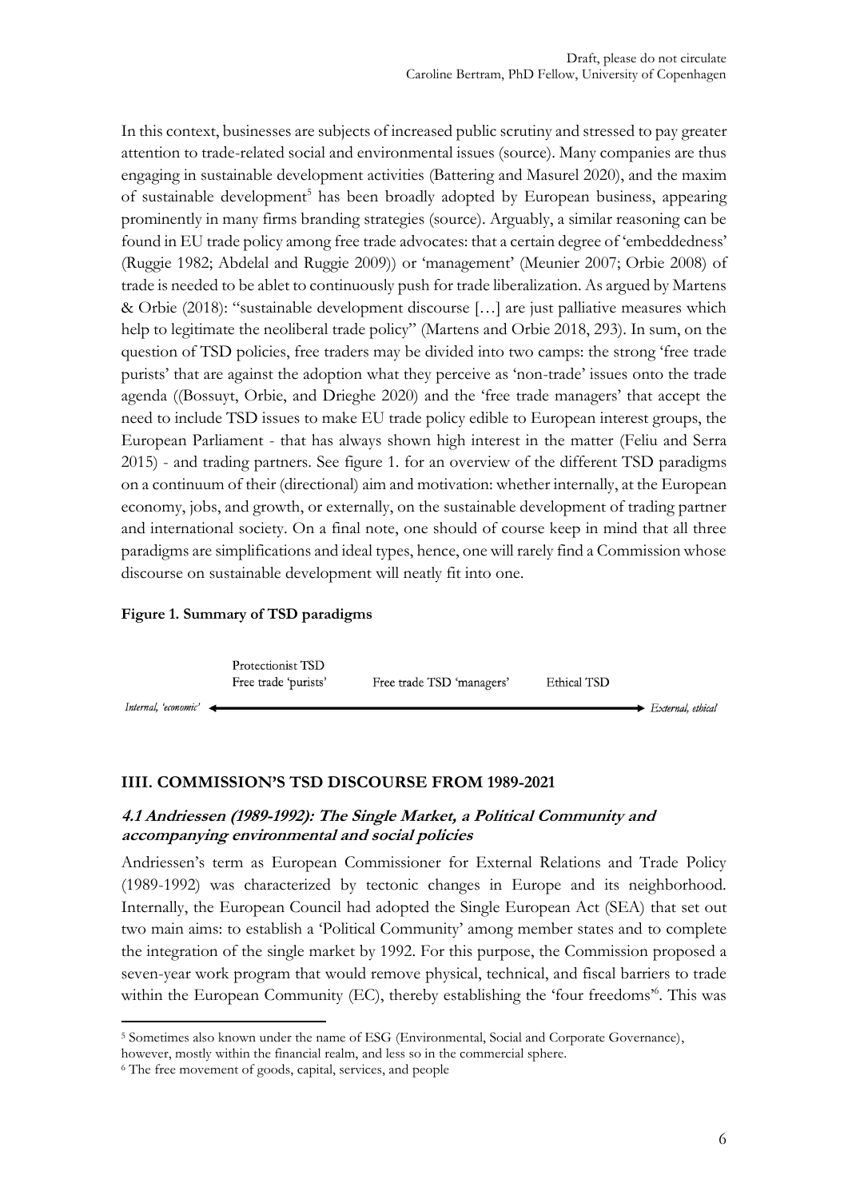In this context, businesses are subjects of increased public scrutiny and stressed to pay greater attention to trade-related social and environmental issues (source). Many companies are thus engaging in sustainable development activities (Battering and Masurel 2020), and the maxim of sustainable development[5] has been broadly adopted by European business, appearing prominently in many firms branding strategies (source). Arguably, a similar reasoning can be found in EU trade policy among free trade advocates: that a certain degree of 'embeddedness' (Ruggie 1982; Abdelal and Ruggie 2009)) or 'management' (Meunier 2007; Orbie 2008) of trade is needed to be ablet to continuously push for trade liberalization. As argued by Martens & Orbie (2018): "sustainable development discourse […] are just palliative measures which help to legitimate the neoliberal trade policy" (Martens and Orbie 2018, 293). In sum, on the question of TSD policies, free traders may be divided into two camps: the strong 'free trade purists' that are against the adoption what they perceive as 'non-trade' issues onto the trade agenda ((Bossuyt, Orbie, and Drieghe 2020) and the 'free trade managers' that accept the need to include TSD issues to make EU trade policy edible to European interest groups, the European Parliament - that has always shown high interest in the matter (Feliu and Serra 2015) - and trading partners. See figure 1. for an overview of the different TSD paradigms on a continuum of their (directional) aim and motivation: whether internally, at the European economy, jobs, and growth, or externally, on the sustainable development of trading partner and international society. On a final note, one should of course keep in mind that all three paradigms are simplifications and ideal types, hence, one will rarely find a Commission whose discourse on sustainable development will neatly fit into one.

**Figure 1. Summary of TSD paradigms**

| | Protectionist TSD / Free trade 'purists' | Free trade TSD 'managers' | Ethical TSD | |
|---|---|---|---|---|
| *Internal, 'economic'* ← | | | | → *External, ethical* |

## IIII. COMMISSION'S TSD DISCOURSE FROM 1989-2021

### *4.1 Andriessen (1989-1992): The Single Market, a Political Community and accompanying environmental and social policies*

Andriessen's term as European Commissioner for External Relations and Trade Policy (1989-1992) was characterized by tectonic changes in Europe and its neighborhood. Internally, the European Council had adopted the Single European Act (SEA) that set out two main aims: to establish a 'Political Community' among member states and to complete the integration of the single market by 1992. For this purpose, the Commission proposed a seven-year work program that would remove physical, technical, and fiscal barriers to trade within the European Community (EC), thereby establishing the 'four freedoms'[6]. This was

---

[5] Sometimes also known under the name of ESG (Environmental, Social and Corporate Governance), however, mostly within the financial realm, and less so in the commercial sphere.

[6] The free movement of goods, capital, services, and people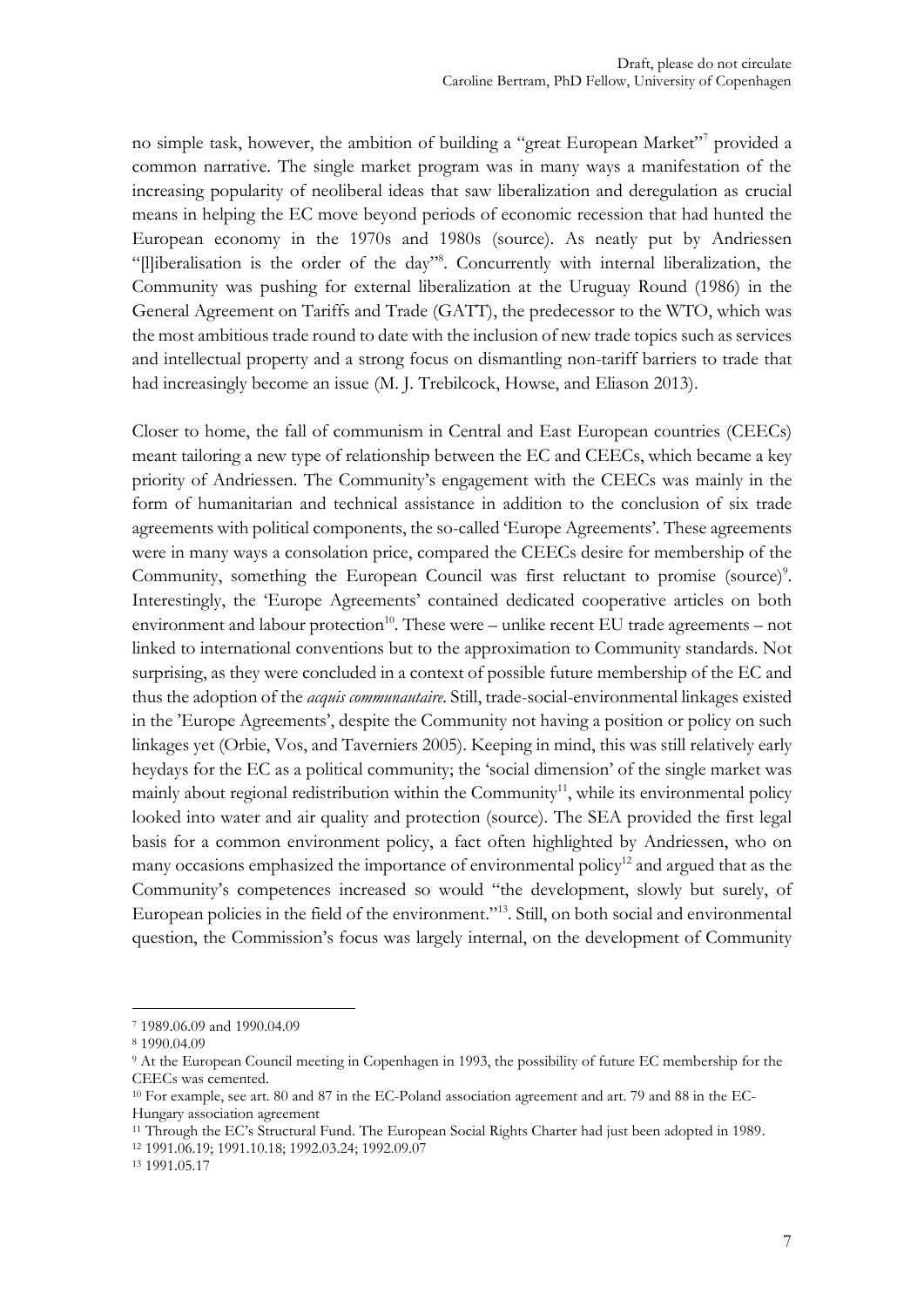no simple task, however, the ambition of building a "great European Market"[7] provided a common narrative. The single market program was in many ways a manifestation of the increasing popularity of neoliberal ideas that saw liberalization and deregulation as crucial means in helping the EC move beyond periods of economic recession that had hunted the European economy in the 1970s and 1980s (source). As neatly put by Andriessen "[l]iberalisation is the order of the day"[8]. Concurrently with internal liberalization, the Community was pushing for external liberalization at the Uruguay Round (1986) in the General Agreement on Tariffs and Trade (GATT), the predecessor to the WTO, which was the most ambitious trade round to date with the inclusion of new trade topics such as services and intellectual property and a strong focus on dismantling non-tariff barriers to trade that had increasingly become an issue (M. J. Trebilcock, Howse, and Eliason 2013).

Closer to home, the fall of communism in Central and East European countries (CEECs) meant tailoring a new type of relationship between the EC and CEECs, which became a key priority of Andriessen. The Community's engagement with the CEECs was mainly in the form of humanitarian and technical assistance in addition to the conclusion of six trade agreements with political components, the so-called 'Europe Agreements'. These agreements were in many ways a consolation price, compared the CEECs desire for membership of the Community, something the European Council was first reluctant to promise (source)[9]. Interestingly, the 'Europe Agreements' contained dedicated cooperative articles on both environment and labour protection[10]. These were – unlike recent EU trade agreements – not linked to international conventions but to the approximation to Community standards. Not surprising, as they were concluded in a context of possible future membership of the EC and thus the adoption of the *acquis communautaire*. Still, trade-social-environmental linkages existed in the 'Europe Agreements', despite the Community not having a position or policy on such linkages yet (Orbie, Vos, and Taverniers 2005). Keeping in mind, this was still relatively early heydays for the EC as a political community; the 'social dimension' of the single market was mainly about regional redistribution within the Community[11], while its environmental policy looked into water and air quality and protection (source). The SEA provided the first legal basis for a common environment policy, a fact often highlighted by Andriessen, who on many occasions emphasized the importance of environmental policy[12] and argued that as the Community's competences increased so would "the development, slowly but surely, of European policies in the field of the environment."[13]. Still, on both social and environmental question, the Commission's focus was largely internal, on the development of Community

---

[7] 1989.06.09 and 1990.04.09

[8] 1990.04.09

[9] At the European Council meeting in Copenhagen in 1993, the possibility of future EC membership for the CEECs was cemented.

[10] For example, see art. 80 and 87 in the EC-Poland association agreement and art. 79 and 88 in the EC-Hungary association agreement

[11] Through the EC's Structural Fund. The European Social Rights Charter had just been adopted in 1989.

[12] 1991.06.19; 1991.10.18; 1992.03.24; 1992.09.07

[13] 1991.05.17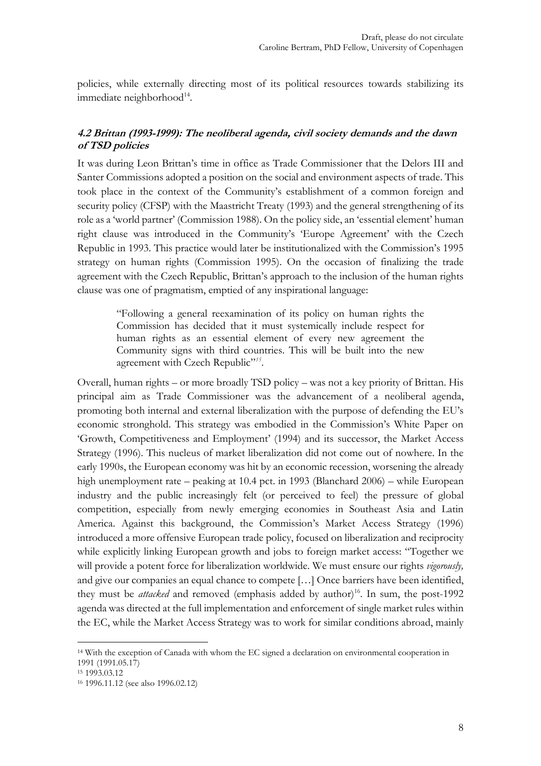policies, while externally directing most of its political resources towards stabilizing its immediate neighborhood[14].

### 4.2 Brittan (1993-1999): The neoliberal agenda, civil society demands and the dawn of TSD policies

It was during Leon Brittan's time in office as Trade Commissioner that the Delors III and Santer Commissions adopted a position on the social and environment aspects of trade. This took place in the context of the Community's establishment of a common foreign and security policy (CFSP) with the Maastricht Treaty (1993) and the general strengthening of its role as a 'world partner' (Commission 1988). On the policy side, an 'essential element' human right clause was introduced in the Community's 'Europe Agreement' with the Czech Republic in 1993. This practice would later be institutionalized with the Commission's 1995 strategy on human rights (Commission 1995). On the occasion of finalizing the trade agreement with the Czech Republic, Brittan's approach to the inclusion of the human rights clause was one of pragmatism, emptied of any inspirational language:

> "Following a general reexamination of its policy on human rights the Commission has decided that it must systemically include respect for human rights as an essential element of every new agreement the Community signs with third countries. This will be built into the new agreement with Czech Republic"[15].

Overall, human rights – or more broadly TSD policy – was not a key priority of Brittan. His principal aim as Trade Commissioner was the advancement of a neoliberal agenda, promoting both internal and external liberalization with the purpose of defending the EU's economic stronghold. This strategy was embodied in the Commission's White Paper on 'Growth, Competitiveness and Employment' (1994) and its successor, the Market Access Strategy (1996). This nucleus of market liberalization did not come out of nowhere. In the early 1990s, the European economy was hit by an economic recession, worsening the already high unemployment rate – peaking at 10.4 pct. in 1993 (Blanchard 2006) – while European industry and the public increasingly felt (or perceived to feel) the pressure of global competition, especially from newly emerging economies in Southeast Asia and Latin America. Against this background, the Commission's Market Access Strategy (1996) introduced a more offensive European trade policy, focused on liberalization and reciprocity while explicitly linking European growth and jobs to foreign market access: "Together we will provide a potent force for liberalization worldwide. We must ensure our rights *vigorously,* and give our companies an equal chance to compete […] Once barriers have been identified, they must be *attacked* and removed (emphasis added by author)[16]. In sum, the post-1992 agenda was directed at the full implementation and enforcement of single market rules within the EC, while the Market Access Strategy was to work for similar conditions abroad, mainly

---

[14] With the exception of Canada with whom the EC signed a declaration on environmental cooperation in 1991 (1991.05.17)

[15] 1993.03.12

[16] 1996.11.12 (see also 1996.02.12)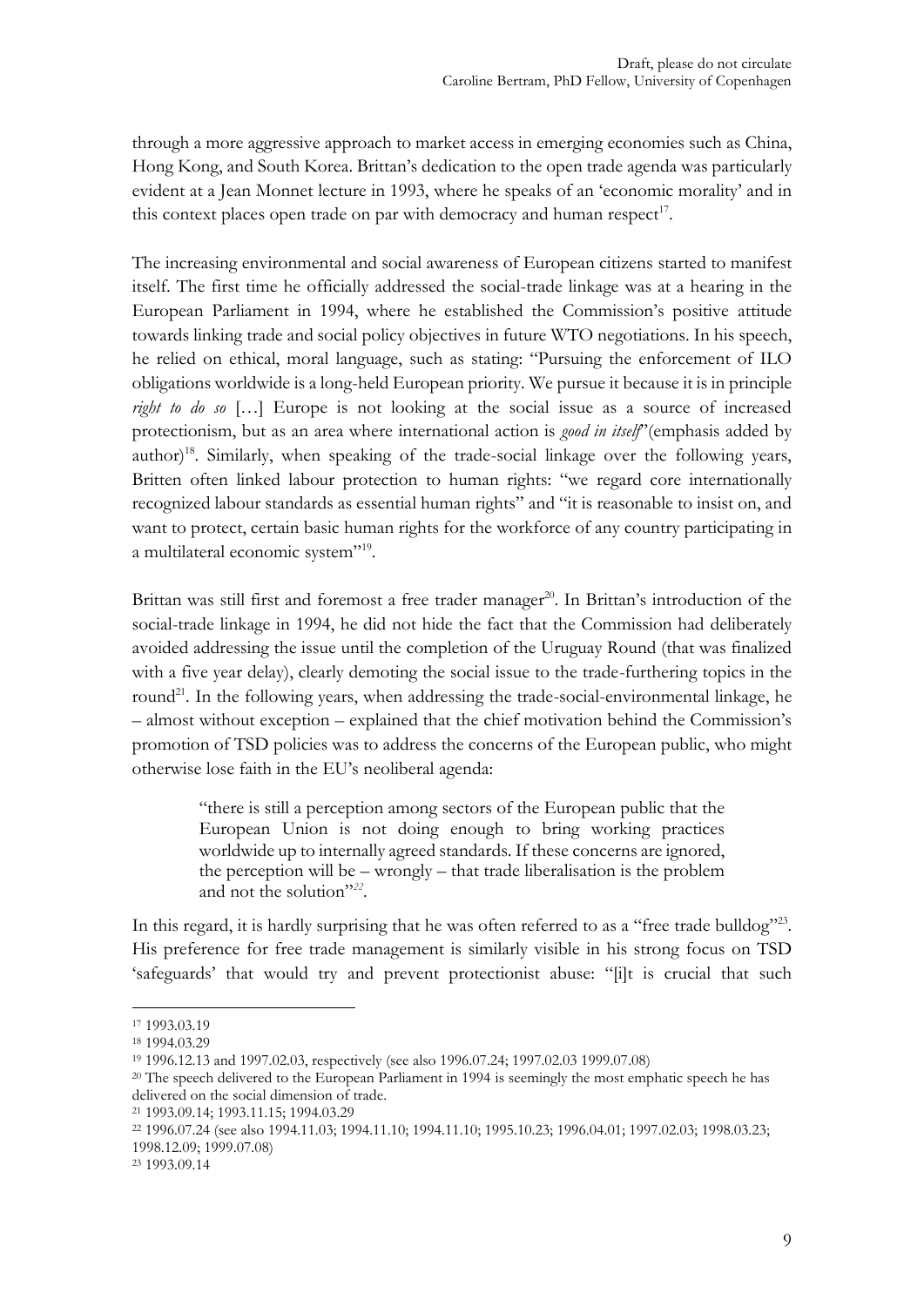through a more aggressive approach to market access in emerging economies such as China, Hong Kong, and South Korea. Brittan's dedication to the open trade agenda was particularly evident at a Jean Monnet lecture in 1993, where he speaks of an 'economic morality' and in this context places open trade on par with democracy and human respect[17].

The increasing environmental and social awareness of European citizens started to manifest itself. The first time he officially addressed the social-trade linkage was at a hearing in the European Parliament in 1994, where he established the Commission's positive attitude towards linking trade and social policy objectives in future WTO negotiations. In his speech, he relied on ethical, moral language, such as stating: "Pursuing the enforcement of ILO obligations worldwide is a long-held European priority. We pursue it because it is in principle *right to do so* […] Europe is not looking at the social issue as a source of increased protectionism, but as an area where international action is *good in itself*"(emphasis added by author)[18]. Similarly, when speaking of the trade-social linkage over the following years, Britten often linked labour protection to human rights: "we regard core internationally recognized labour standards as essential human rights" and "it is reasonable to insist on, and want to protect, certain basic human rights for the workforce of any country participating in a multilateral economic system"[19].

Brittan was still first and foremost a free trader manager[20]. In Brittan's introduction of the social-trade linkage in 1994, he did not hide the fact that the Commission had deliberately avoided addressing the issue until the completion of the Uruguay Round (that was finalized with a five year delay), clearly demoting the social issue to the trade-furthering topics in the round[21]. In the following years, when addressing the trade-social-environmental linkage, he – almost without exception – explained that the chief motivation behind the Commission's promotion of TSD policies was to address the concerns of the European public, who might otherwise lose faith in the EU's neoliberal agenda:

> "there is still a perception among sectors of the European public that the European Union is not doing enough to bring working practices worldwide up to internally agreed standards. If these concerns are ignored, the perception will be – wrongly – that trade liberalisation is the problem and not the solution"[22].

In this regard, it is hardly surprising that he was often referred to as a "free trade bulldog"[23]. His preference for free trade management is similarly visible in his strong focus on TSD 'safeguards' that would try and prevent protectionist abuse: "[i]t is crucial that such

---

[17] 1993.03.19

[18] 1994.03.29

[19] 1996.12.13 and 1997.02.03, respectively (see also 1996.07.24; 1997.02.03 1999.07.08)

[20] The speech delivered to the European Parliament in 1994 is seemingly the most emphatic speech he has delivered on the social dimension of trade.

[21] 1993.09.14; 1993.11.15; 1994.03.29

[22] 1996.07.24 (see also 1994.11.03; 1994.11.10; 1994.11.10; 1995.10.23; 1996.04.01; 1997.02.03; 1998.03.23; 1998.12.09; 1999.07.08)

[23] 1993.09.14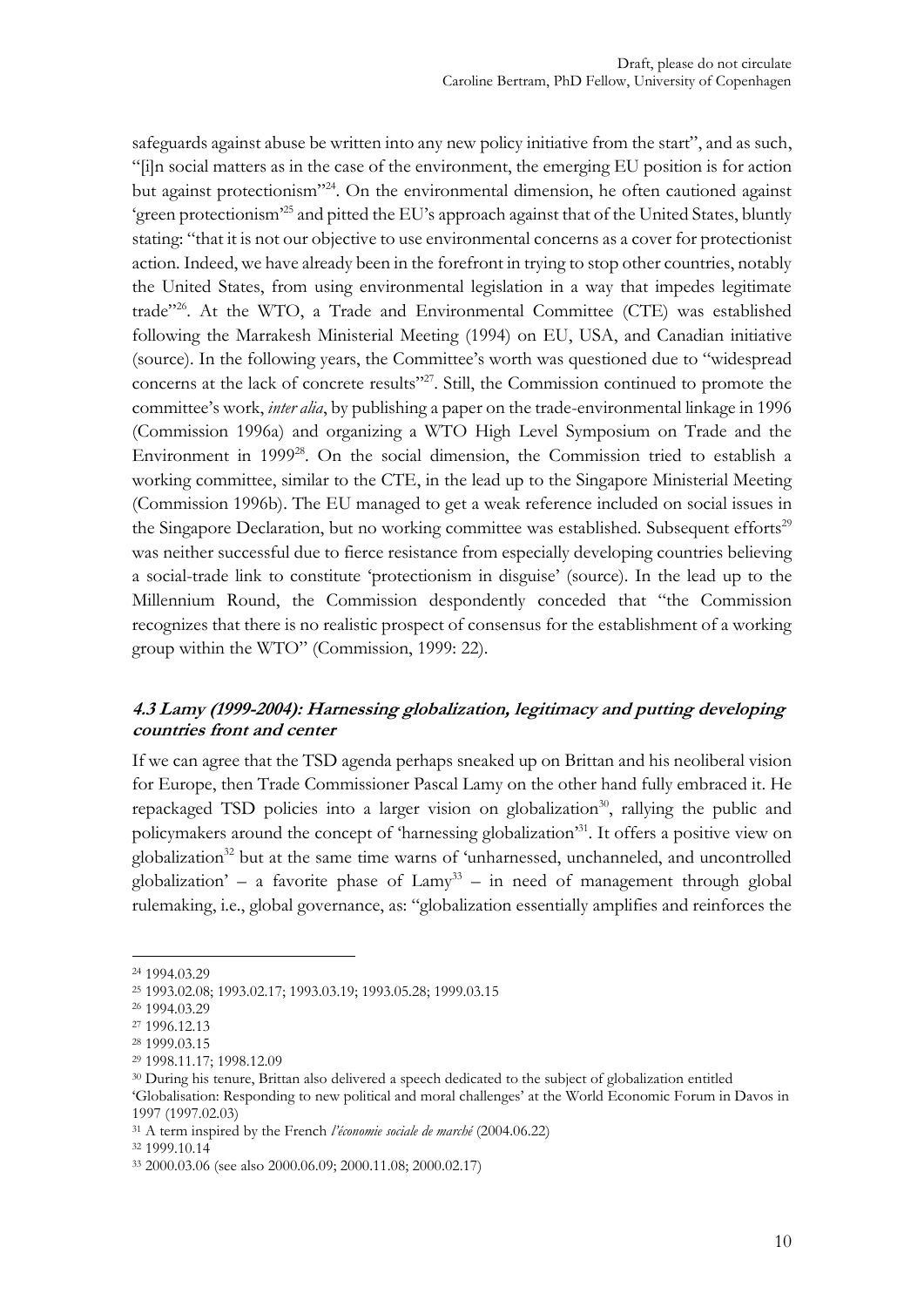safeguards against abuse be written into any new policy initiative from the start", and as such, "[i]n social matters as in the case of the environment, the emerging EU position is for action but against protectionism"[24]. On the environmental dimension, he often cautioned against 'green protectionism'[25] and pitted the EU's approach against that of the United States, bluntly stating: "that it is not our objective to use environmental concerns as a cover for protectionist action. Indeed, we have already been in the forefront in trying to stop other countries, notably the United States, from using environmental legislation in a way that impedes legitimate trade"[26]. At the WTO, a Trade and Environmental Committee (CTE) was established following the Marrakesh Ministerial Meeting (1994) on EU, USA, and Canadian initiative (source). In the following years, the Committee's worth was questioned due to "widespread concerns at the lack of concrete results"[27]. Still, the Commission continued to promote the committee's work, *inter alia*, by publishing a paper on the trade-environmental linkage in 1996 (Commission 1996a) and organizing a WTO High Level Symposium on Trade and the Environment in 1999[28]. On the social dimension, the Commission tried to establish a working committee, similar to the CTE, in the lead up to the Singapore Ministerial Meeting (Commission 1996b). The EU managed to get a weak reference included on social issues in the Singapore Declaration, but no working committee was established. Subsequent efforts[29] was neither successful due to fierce resistance from especially developing countries believing a social-trade link to constitute 'protectionism in disguise' (source). In the lead up to the Millennium Round, the Commission despondently conceded that "the Commission recognizes that there is no realistic prospect of consensus for the establishment of a working group within the WTO" (Commission, 1999: 22).

### 4.3 Lamy (1999-2004): Harnessing globalization, legitimacy and putting developing countries front and center

If we can agree that the TSD agenda perhaps sneaked up on Brittan and his neoliberal vision for Europe, then Trade Commissioner Pascal Lamy on the other hand fully embraced it. He repackaged TSD policies into a larger vision on globalization[30], rallying the public and policymakers around the concept of 'harnessing globalization'[31]. It offers a positive view on globalization[32] but at the same time warns of 'unharnessed, unchanneled, and uncontrolled globalization' – a favorite phase of Lamy[33] – in need of management through global rulemaking, i.e., global governance, as: "globalization essentially amplifies and reinforces the

---

[24] 1994.03.29

[25] 1993.02.08; 1993.02.17; 1993.03.19; 1993.05.28; 1999.03.15

[26] 1994.03.29

[27] 1996.12.13

[28] 1999.03.15

[29] 1998.11.17; 1998.12.09

[30] During his tenure, Brittan also delivered a speech dedicated to the subject of globalization entitled 'Globalisation: Responding to new political and moral challenges' at the World Economic Forum in Davos in 1997 (1997.02.03)

[31] A term inspired by the French *l'économie sociale de marché* (2004.06.22)

[32] 1999.10.14

[33] 2000.03.06 (see also 2000.06.09; 2000.11.08; 2000.02.17)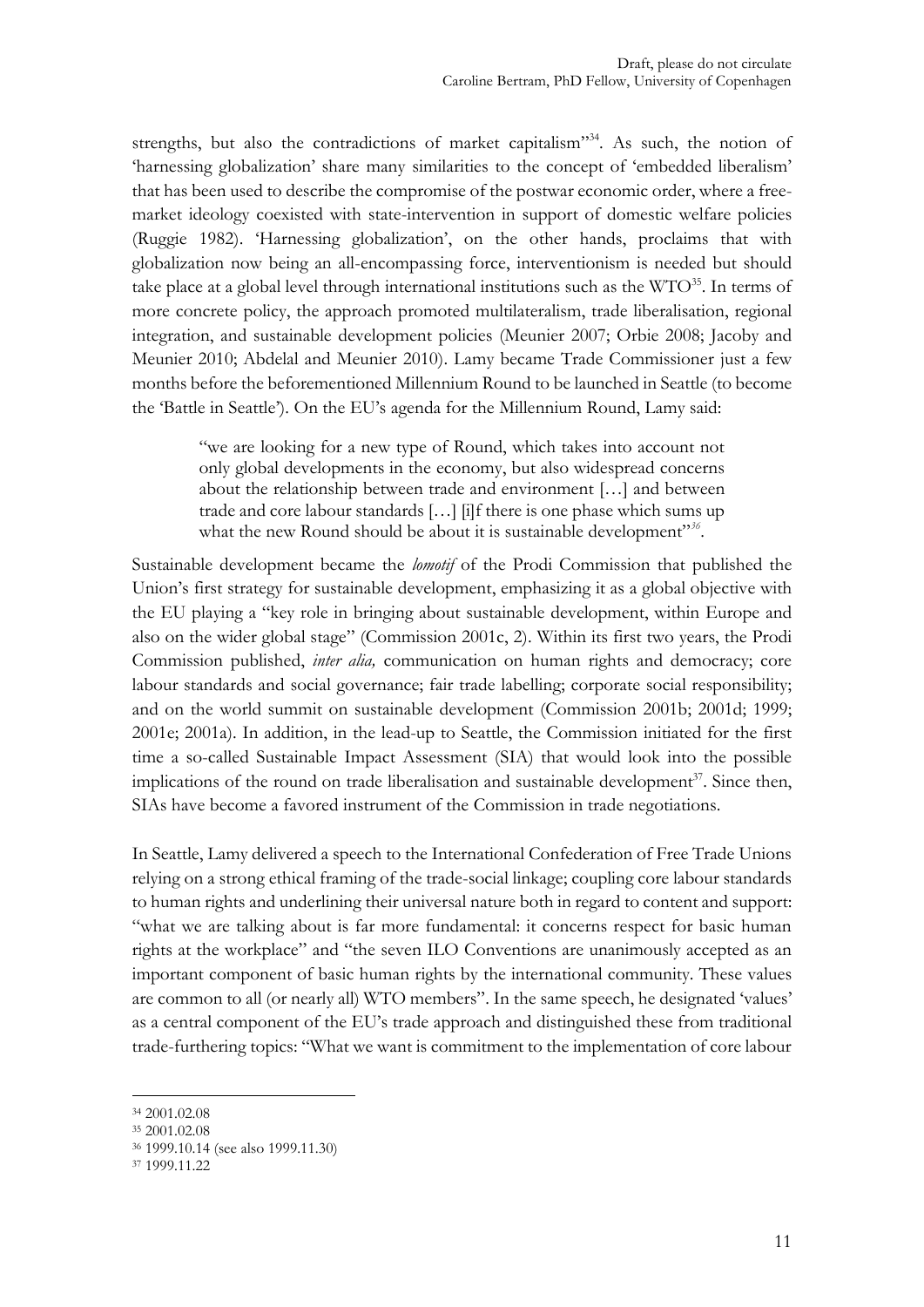strengths, but also the contradictions of market capitalism"[34]. As such, the notion of 'harnessing globalization' share many similarities to the concept of 'embedded liberalism' that has been used to describe the compromise of the postwar economic order, where a free-market ideology coexisted with state-intervention in support of domestic welfare policies (Ruggie 1982). 'Harnessing globalization', on the other hands, proclaims that with globalization now being an all-encompassing force, interventionism is needed but should take place at a global level through international institutions such as the WTO[35]. In terms of more concrete policy, the approach promoted multilateralism, trade liberalisation, regional integration, and sustainable development policies (Meunier 2007; Orbie 2008; Jacoby and Meunier 2010; Abdelal and Meunier 2010). Lamy became Trade Commissioner just a few months before the beforementioned Millennium Round to be launched in Seattle (to become the 'Battle in Seattle'). On the EU's agenda for the Millennium Round, Lamy said:

> "we are looking for a new type of Round, which takes into account not only global developments in the economy, but also widespread concerns about the relationship between trade and environment […] and between trade and core labour standards […] [i]f there is one phase which sums up what the new Round should be about it is sustainable development"[36].

Sustainable development became the *lomotif* of the Prodi Commission that published the Union's first strategy for sustainable development, emphasizing it as a global objective with the EU playing a "key role in bringing about sustainable development, within Europe and also on the wider global stage" (Commission 2001c, 2). Within its first two years, the Prodi Commission published, *inter alia,* communication on human rights and democracy; core labour standards and social governance; fair trade labelling; corporate social responsibility; and on the world summit on sustainable development (Commission 2001b; 2001d; 1999; 2001e; 2001a). In addition, in the lead-up to Seattle, the Commission initiated for the first time a so-called Sustainable Impact Assessment (SIA) that would look into the possible implications of the round on trade liberalisation and sustainable development[37]. Since then, SIAs have become a favored instrument of the Commission in trade negotiations.

In Seattle, Lamy delivered a speech to the International Confederation of Free Trade Unions relying on a strong ethical framing of the trade-social linkage; coupling core labour standards to human rights and underlining their universal nature both in regard to content and support: "what we are talking about is far more fundamental: it concerns respect for basic human rights at the workplace" and "the seven ILO Conventions are unanimously accepted as an important component of basic human rights by the international community. These values are common to all (or nearly all) WTO members". In the same speech, he designated 'values' as a central component of the EU's trade approach and distinguished these from traditional trade-furthering topics: "What we want is commitment to the implementation of core labour

---

[34] 2001.02.08

[35] 2001.02.08

[36] 1999.10.14 (see also 1999.11.30)

[37] 1999.11.22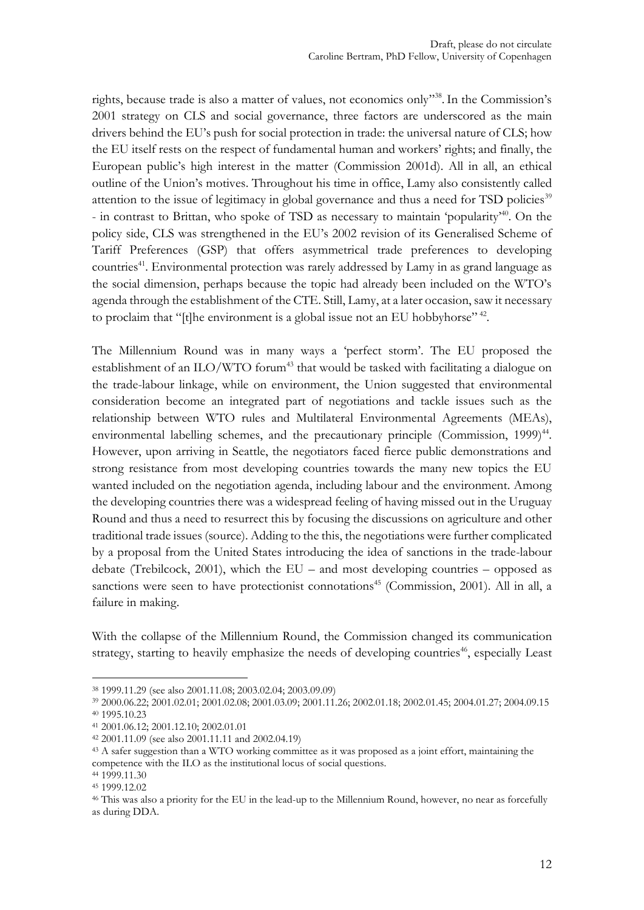rights, because trade is also a matter of values, not economics only"[38]. In the Commission's 2001 strategy on CLS and social governance, three factors are underscored as the main drivers behind the EU's push for social protection in trade: the universal nature of CLS; how the EU itself rests on the respect of fundamental human and workers' rights; and finally, the European public's high interest in the matter (Commission 2001d). All in all, an ethical outline of the Union's motives. Throughout his time in office, Lamy also consistently called attention to the issue of legitimacy in global governance and thus a need for TSD policies[39] - in contrast to Brittan, who spoke of TSD as necessary to maintain 'popularity'[40]. On the policy side, CLS was strengthened in the EU's 2002 revision of its Generalised Scheme of Tariff Preferences (GSP) that offers asymmetrical trade preferences to developing countries[41]. Environmental protection was rarely addressed by Lamy in as grand language as the social dimension, perhaps because the topic had already been included on the WTO's agenda through the establishment of the CTE. Still, Lamy, at a later occasion, saw it necessary to proclaim that "[t]he environment is a global issue not an EU hobbyhorse"[42].

The Millennium Round was in many ways a 'perfect storm'. The EU proposed the establishment of an ILO/WTO forum[43] that would be tasked with facilitating a dialogue on the trade-labour linkage, while on environment, the Union suggested that environmental consideration become an integrated part of negotiations and tackle issues such as the relationship between WTO rules and Multilateral Environmental Agreements (MEAs), environmental labelling schemes, and the precautionary principle (Commission, 1999)[44]. However, upon arriving in Seattle, the negotiators faced fierce public demonstrations and strong resistance from most developing countries towards the many new topics the EU wanted included on the negotiation agenda, including labour and the environment. Among the developing countries there was a widespread feeling of having missed out in the Uruguay Round and thus a need to resurrect this by focusing the discussions on agriculture and other traditional trade issues (source). Adding to the this, the negotiations were further complicated by a proposal from the United States introducing the idea of sanctions in the trade-labour debate (Trebilcock, 2001), which the EU – and most developing countries – opposed as sanctions were seen to have protectionist connotations[45] (Commission, 2001). All in all, a failure in making.

With the collapse of the Millennium Round, the Commission changed its communication strategy, starting to heavily emphasize the needs of developing countries[46], especially Least

---

[38] 1999.11.29 (see also 2001.11.08; 2003.02.04; 2003.09.09)

[39] 2000.06.22; 2001.02.01; 2001.02.08; 2001.03.09; 2001.11.26; 2002.01.18; 2002.01.45; 2004.01.27; 2004.09.15

[40] 1995.10.23

[41] 2001.06.12; 2001.12.10; 2002.01.01

[42] 2001.11.09 (see also 2001.11.11 and 2002.04.19)

[43] A safer suggestion than a WTO working committee as it was proposed as a joint effort, maintaining the competence with the ILO as the institutional locus of social questions.

[44] 1999.11.30

[45] 1999.12.02

[46] This was also a priority for the EU in the lead-up to the Millennium Round, however, no near as forcefully as during DDA.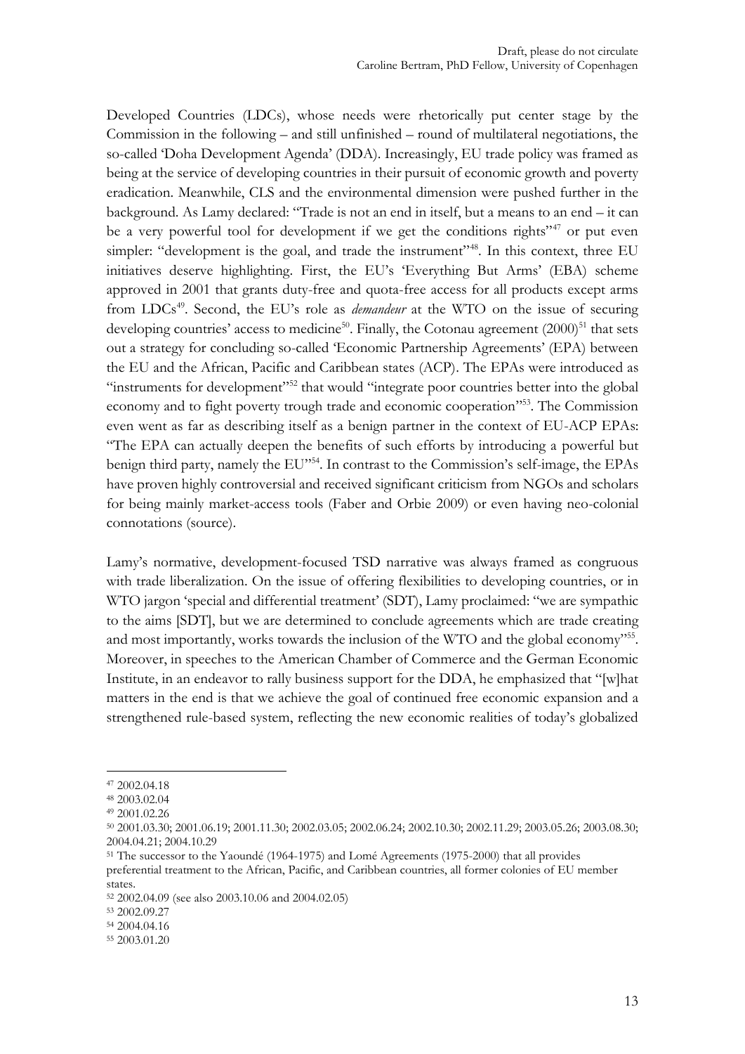Developed Countries (LDCs), whose needs were rhetorically put center stage by the Commission in the following – and still unfinished – round of multilateral negotiations, the so-called 'Doha Development Agenda' (DDA). Increasingly, EU trade policy was framed as being at the service of developing countries in their pursuit of economic growth and poverty eradication. Meanwhile, CLS and the environmental dimension were pushed further in the background. As Lamy declared: "Trade is not an end in itself, but a means to an end – it can be a very powerful tool for development if we get the conditions rights"[47] or put even simpler: "development is the goal, and trade the instrument"[48]. In this context, three EU initiatives deserve highlighting. First, the EU's 'Everything But Arms' (EBA) scheme approved in 2001 that grants duty-free and quota-free access for all products except arms from LDCs[49]. Second, the EU's role as *demandeur* at the WTO on the issue of securing developing countries' access to medicine[50]. Finally, the Cotonau agreement (2000)[51] that sets out a strategy for concluding so-called 'Economic Partnership Agreements' (EPA) between the EU and the African, Pacific and Caribbean states (ACP). The EPAs were introduced as "instruments for development"[52] that would "integrate poor countries better into the global economy and to fight poverty trough trade and economic cooperation"[53]. The Commission even went as far as describing itself as a benign partner in the context of EU-ACP EPAs: "The EPA can actually deepen the benefits of such efforts by introducing a powerful but benign third party, namely the EU"[54]. In contrast to the Commission's self-image, the EPAs have proven highly controversial and received significant criticism from NGOs and scholars for being mainly market-access tools (Faber and Orbie 2009) or even having neo-colonial connotations (source).

Lamy's normative, development-focused TSD narrative was always framed as congruous with trade liberalization. On the issue of offering flexibilities to developing countries, or in WTO jargon 'special and differential treatment' (SDT), Lamy proclaimed: "we are sympathic to the aims [SDT], but we are determined to conclude agreements which are trade creating and most importantly, works towards the inclusion of the WTO and the global economy"[55]. Moreover, in speeches to the American Chamber of Commerce and the German Economic Institute, in an endeavor to rally business support for the DDA, he emphasized that "[w]hat matters in the end is that we achieve the goal of continued free economic expansion and a strengthened rule-based system, reflecting the new economic realities of today's globalized

---

[47] 2002.04.18

[48] 2003.02.04

[49] 2001.02.26

[50] 2001.03.30; 2001.06.19; 2001.11.30; 2002.03.05; 2002.06.24; 2002.10.30; 2002.11.29; 2003.05.26; 2003.08.30; 2004.04.21; 2004.10.29

[51] The successor to the Yaoundé (1964-1975) and Lomé Agreements (1975-2000) that all provides preferential treatment to the African, Pacific, and Caribbean countries, all former colonies of EU member states.

[52] 2002.04.09 (see also 2003.10.06 and 2004.02.05)

[53] 2002.09.27

[54] 2004.04.16

[55] 2003.01.20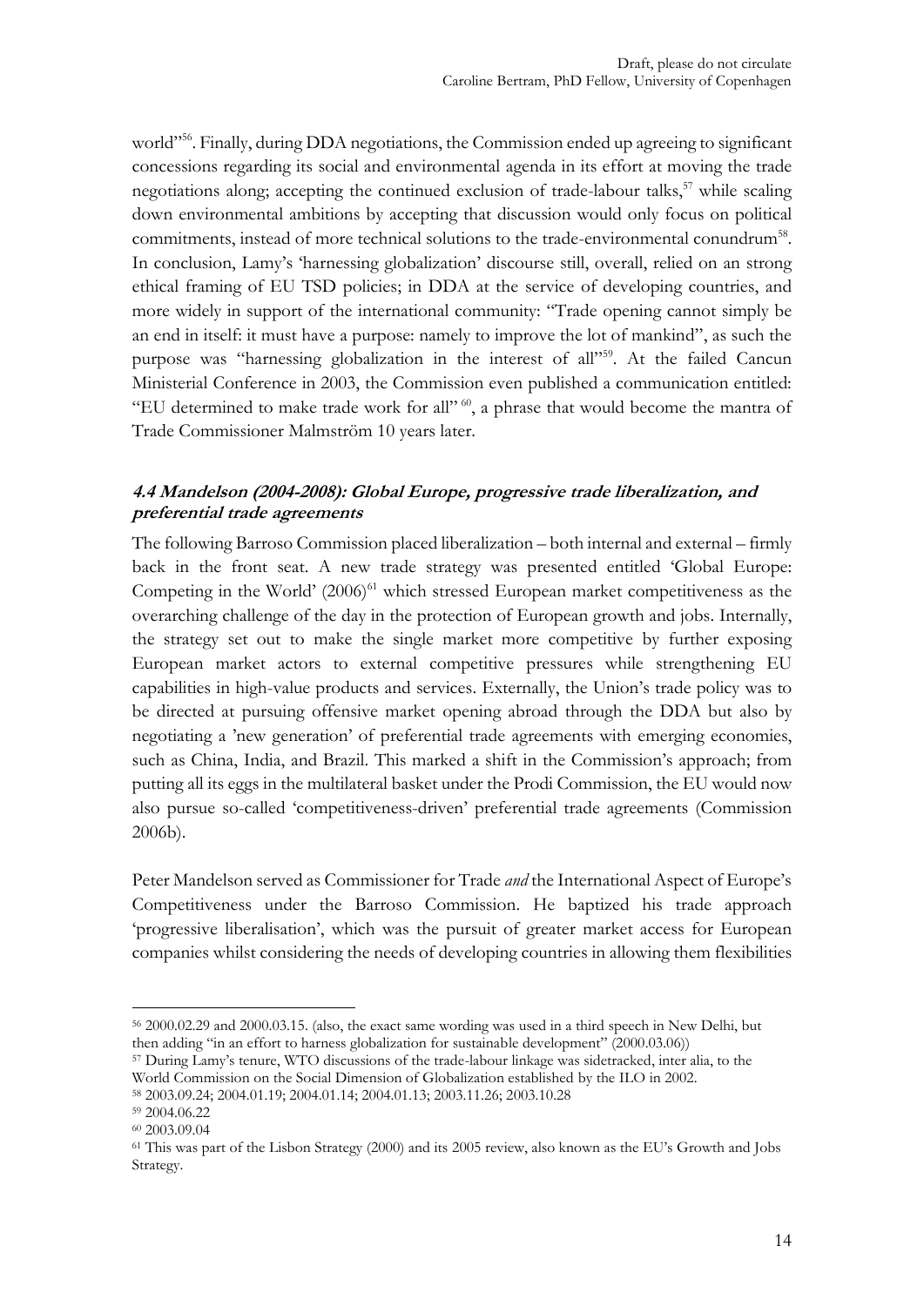world"[56]. Finally, during DDA negotiations, the Commission ended up agreeing to significant concessions regarding its social and environmental agenda in its effort at moving the trade negotiations along; accepting the continued exclusion of trade-labour talks,[57] while scaling down environmental ambitions by accepting that discussion would only focus on political commitments, instead of more technical solutions to the trade-environmental conundrum[58]. In conclusion, Lamy's 'harnessing globalization' discourse still, overall, relied on an strong ethical framing of EU TSD policies; in DDA at the service of developing countries, and more widely in support of the international community: "Trade opening cannot simply be an end in itself: it must have a purpose: namely to improve the lot of mankind", as such the purpose was "harnessing globalization in the interest of all"[59]. At the failed Cancun Ministerial Conference in 2003, the Commission even published a communication entitled: "EU determined to make trade work for all" [60], a phrase that would become the mantra of Trade Commissioner Malmström 10 years later.

### 4.4 Mandelson (2004-2008): Global Europe, progressive trade liberalization, and preferential trade agreements

The following Barroso Commission placed liberalization – both internal and external – firmly back in the front seat. A new trade strategy was presented entitled 'Global Europe: Competing in the World' (2006)[61] which stressed European market competitiveness as the overarching challenge of the day in the protection of European growth and jobs. Internally, the strategy set out to make the single market more competitive by further exposing European market actors to external competitive pressures while strengthening EU capabilities in high-value products and services. Externally, the Union's trade policy was to be directed at pursuing offensive market opening abroad through the DDA but also by negotiating a 'new generation' of preferential trade agreements with emerging economies, such as China, India, and Brazil. This marked a shift in the Commission's approach; from putting all its eggs in the multilateral basket under the Prodi Commission, the EU would now also pursue so-called 'competitiveness-driven' preferential trade agreements (Commission 2006b).

Peter Mandelson served as Commissioner for Trade *and* the International Aspect of Europe's Competitiveness under the Barroso Commission. He baptized his trade approach 'progressive liberalisation', which was the pursuit of greater market access for European companies whilst considering the needs of developing countries in allowing them flexibilities

---

[56] 2000.02.29 and 2000.03.15. (also, the exact same wording was used in a third speech in New Delhi, but then adding "in an effort to harness globalization for sustainable development" (2000.03.06))

[57] During Lamy's tenure, WTO discussions of the trade-labour linkage was sidetracked, inter alia, to the World Commission on the Social Dimension of Globalization established by the ILO in 2002.

[58] 2003.09.24; 2004.01.19; 2004.01.14; 2004.01.13; 2003.11.26; 2003.10.28

[59] 2004.06.22

[60] 2003.09.04

[61] This was part of the Lisbon Strategy (2000) and its 2005 review, also known as the EU's Growth and Jobs Strategy.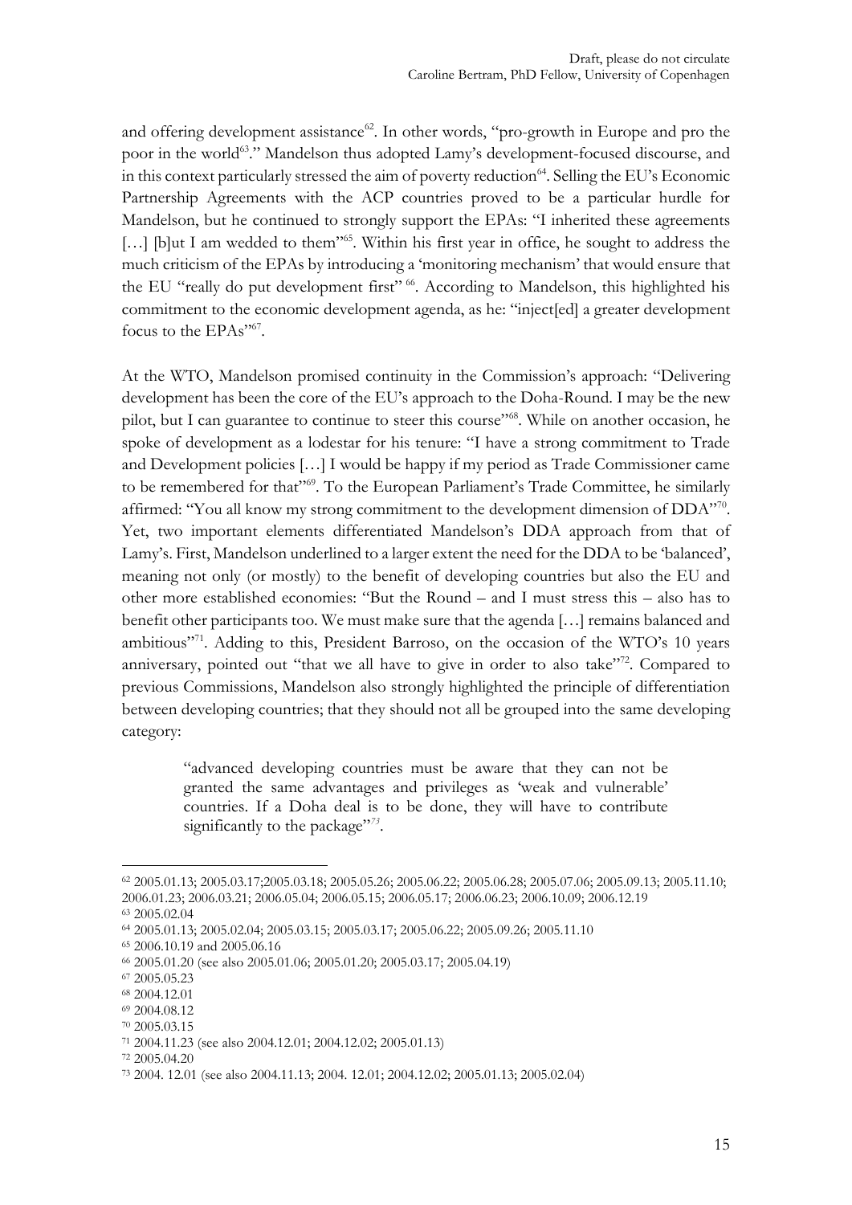and offering development assistance[62]. In other words, "pro-growth in Europe and pro the poor in the world[63]." Mandelson thus adopted Lamy's development-focused discourse, and in this context particularly stressed the aim of poverty reduction[64]. Selling the EU's Economic Partnership Agreements with the ACP countries proved to be a particular hurdle for Mandelson, but he continued to strongly support the EPAs: "I inherited these agreements […] [b]ut I am wedded to them"[65]. Within his first year in office, he sought to address the much criticism of the EPAs by introducing a 'monitoring mechanism' that would ensure that the EU "really do put development first" [66]. According to Mandelson, this highlighted his commitment to the economic development agenda, as he: "inject[ed] a greater development focus to the EPAs"[67].

At the WTO, Mandelson promised continuity in the Commission's approach: "Delivering development has been the core of the EU's approach to the Doha-Round. I may be the new pilot, but I can guarantee to continue to steer this course"[68]. While on another occasion, he spoke of development as a lodestar for his tenure: "I have a strong commitment to Trade and Development policies […] I would be happy if my period as Trade Commissioner came to be remembered for that"[69]. To the European Parliament's Trade Committee, he similarly affirmed: "You all know my strong commitment to the development dimension of DDA"[70]. Yet, two important elements differentiated Mandelson's DDA approach from that of Lamy's. First, Mandelson underlined to a larger extent the need for the DDA to be 'balanced', meaning not only (or mostly) to the benefit of developing countries but also the EU and other more established economies: "But the Round – and I must stress this – also has to benefit other participants too. We must make sure that the agenda […] remains balanced and ambitious"[71]. Adding to this, President Barroso, on the occasion of the WTO's 10 years anniversary, pointed out "that we all have to give in order to also take"[72]. Compared to previous Commissions, Mandelson also strongly highlighted the principle of differentiation between developing countries; that they should not all be grouped into the same developing category:

> "advanced developing countries must be aware that they can not be granted the same advantages and privileges as 'weak and vulnerable' countries. If a Doha deal is to be done, they will have to contribute significantly to the package"[73].

---

[62] 2005.01.13; 2005.03.17;2005.03.18; 2005.05.26; 2005.06.22; 2005.06.28; 2005.07.06; 2005.09.13; 2005.11.10; 2006.01.23; 2006.03.21; 2006.05.04; 2006.05.15; 2006.05.17; 2006.06.23; 2006.10.09; 2006.12.19

[63] 2005.02.04

[64] 2005.01.13; 2005.02.04; 2005.03.15; 2005.03.17; 2005.06.22; 2005.09.26; 2005.11.10

[65] 2006.10.19 and 2005.06.16

[66] 2005.01.20 (see also 2005.01.06; 2005.01.20; 2005.03.17; 2005.04.19)

[67] 2005.05.23

[68] 2004.12.01

[69] 2004.08.12

[70] 2005.03.15

[71] 2004.11.23 (see also 2004.12.01; 2004.12.02; 2005.01.13)

[72] 2005.04.20

[73] 2004. 12.01 (see also 2004.11.13; 2004. 12.01; 2004.12.02; 2005.01.13; 2005.02.04)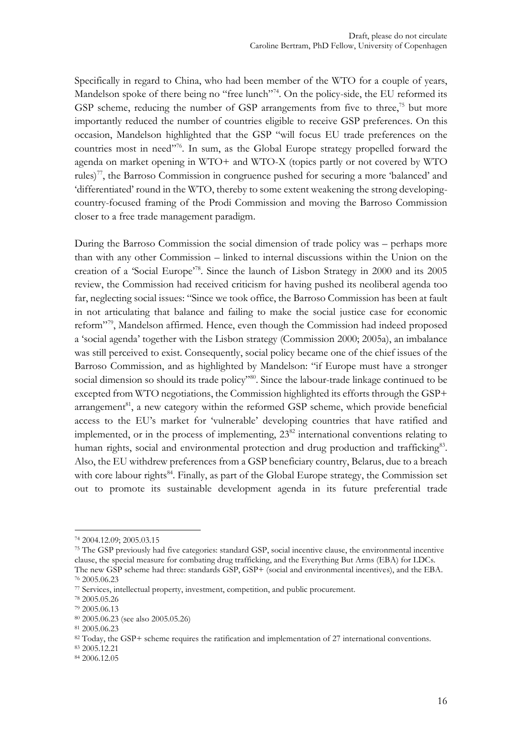Specifically in regard to China, who had been member of the WTO for a couple of years, Mandelson spoke of there being no "free lunch"[74]. On the policy-side, the EU reformed its GSP scheme, reducing the number of GSP arrangements from five to three,[75] but more importantly reduced the number of countries eligible to receive GSP preferences. On this occasion, Mandelson highlighted that the GSP "will focus EU trade preferences on the countries most in need"[76]. In sum, as the Global Europe strategy propelled forward the agenda on market opening in WTO+ and WTO-X (topics partly or not covered by WTO rules)[77], the Barroso Commission in congruence pushed for securing a more 'balanced' and 'differentiated' round in the WTO, thereby to some extent weakening the strong developing-country-focused framing of the Prodi Commission and moving the Barroso Commission closer to a free trade management paradigm.

During the Barroso Commission the social dimension of trade policy was – perhaps more than with any other Commission – linked to internal discussions within the Union on the creation of a 'Social Europe'[78]. Since the launch of Lisbon Strategy in 2000 and its 2005 review, the Commission had received criticism for having pushed its neoliberal agenda too far, neglecting social issues: "Since we took office, the Barroso Commission has been at fault in not articulating that balance and failing to make the social justice case for economic reform"[79], Mandelson affirmed. Hence, even though the Commission had indeed proposed a 'social agenda' together with the Lisbon strategy (Commission 2000; 2005a), an imbalance was still perceived to exist. Consequently, social policy became one of the chief issues of the Barroso Commission, and as highlighted by Mandelson: "if Europe must have a stronger social dimension so should its trade policy"[80]. Since the labour-trade linkage continued to be excepted from WTO negotiations, the Commission highlighted its efforts through the GSP+ arrangement[81], a new category within the reformed GSP scheme, which provide beneficial access to the EU's market for 'vulnerable' developing countries that have ratified and implemented, or in the process of implementing, 23[82] international conventions relating to human rights, social and environmental protection and drug production and trafficking[83]. Also, the EU withdrew preferences from a GSP beneficiary country, Belarus, due to a breach with core labour rights[84]. Finally, as part of the Global Europe strategy, the Commission set out to promote its sustainable development agenda in its future preferential trade

---

[74] 2004.12.09; 2005.03.15

[75] The GSP previously had five categories: standard GSP, social incentive clause, the environmental incentive clause, the special measure for combating drug trafficking, and the Everything But Arms (EBA) for LDCs. The new GSP scheme had three: standards GSP, GSP+ (social and environmental incentives), and the EBA.

[76] 2005.06.23

[77] Services, intellectual property, investment, competition, and public procurement.

[78] 2005.05.26

[79] 2005.06.13

[80] 2005.06.23 (see also 2005.05.26)

[81] 2005.06.23

[82] Today, the GSP+ scheme requires the ratification and implementation of 27 international conventions.

[83] 2005.12.21

[84] 2006.12.05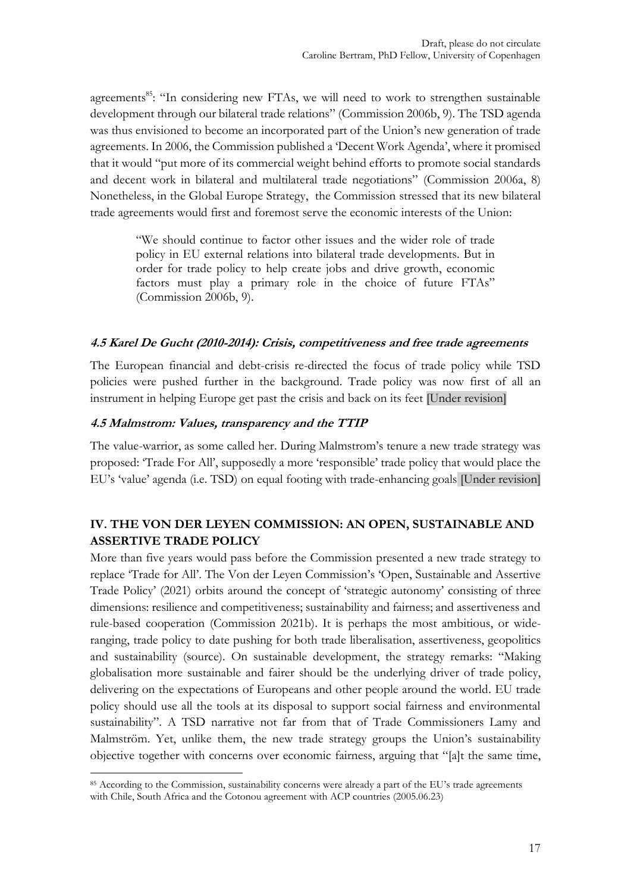agreements[85]: "In considering new FTAs, we will need to work to strengthen sustainable development through our bilateral trade relations" (Commission 2006b, 9). The TSD agenda was thus envisioned to become an incorporated part of the Union's new generation of trade agreements. In 2006, the Commission published a 'Decent Work Agenda', where it promised that it would "put more of its commercial weight behind efforts to promote social standards and decent work in bilateral and multilateral trade negotiations" (Commission 2006a, 8) Nonetheless, in the Global Europe Strategy, the Commission stressed that its new bilateral trade agreements would first and foremost serve the economic interests of the Union:

> "We should continue to factor other issues and the wider role of trade policy in EU external relations into bilateral trade developments. But in order for trade policy to help create jobs and drive growth, economic factors must play a primary role in the choice of future FTAs" (Commission 2006b, 9).

#### *4.5 Karel De Gucht (2010-2014): Crisis, competitiveness and free trade agreements*

The European financial and debt-crisis re-directed the focus of trade policy while TSD policies were pushed further in the background. Trade policy was now first of all an instrument in helping Europe get past the crisis and back on its feet [Under revision]

#### *4.5 Malmstrom: Values, transparency and the TTIP*

The value-warrior, as some called her. During Malmstrom's tenure a new trade strategy was proposed: 'Trade For All', supposedly a more 'responsible' trade policy that would place the EU's 'value' agenda (i.e. TSD) on equal footing with trade-enhancing goals [Under revision]

## IV. THE VON DER LEYEN COMMISSION: AN OPEN, SUSTAINABLE AND ASSERTIVE TRADE POLICY

More than five years would pass before the Commission presented a new trade strategy to replace 'Trade for All'. The Von der Leyen Commission's 'Open, Sustainable and Assertive Trade Policy' (2021) orbits around the concept of 'strategic autonomy' consisting of three dimensions: resilience and competitiveness; sustainability and fairness; and assertiveness and rule-based cooperation (Commission 2021b). It is perhaps the most ambitious, or wide-ranging, trade policy to date pushing for both trade liberalisation, assertiveness, geopolitics and sustainability (source). On sustainable development, the strategy remarks: "Making globalisation more sustainable and fairer should be the underlying driver of trade policy, delivering on the expectations of Europeans and other people around the world. EU trade policy should use all the tools at its disposal to support social fairness and environmental sustainability". A TSD narrative not far from that of Trade Commissioners Lamy and Malmström. Yet, unlike them, the new trade strategy groups the Union's sustainability objective together with concerns over economic fairness, arguing that "[a]t the same time,

---

[85] According to the Commission, sustainability concerns were already a part of the EU's trade agreements with Chile, South Africa and the Cotonou agreement with ACP countries (2005.06.23)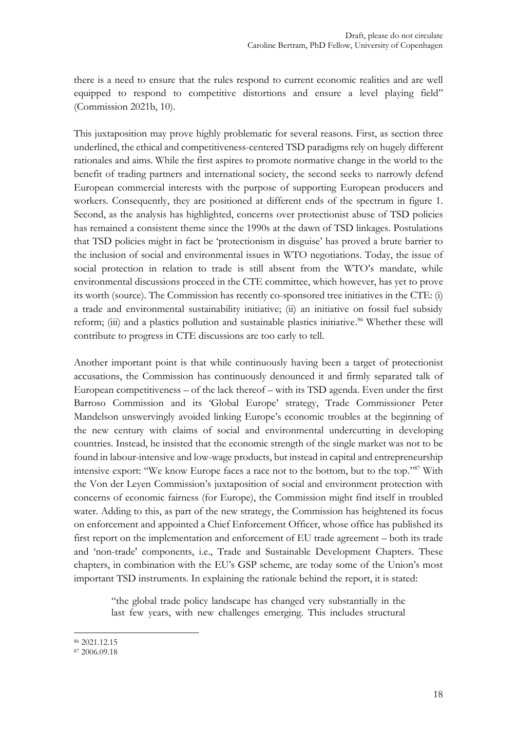there is a need to ensure that the rules respond to current economic realities and are well equipped to respond to competitive distortions and ensure a level playing field" (Commission 2021b, 10).

This juxtaposition may prove highly problematic for several reasons. First, as section three underlined, the ethical and competitiveness-centered TSD paradigms rely on hugely different rationales and aims. While the first aspires to promote normative change in the world to the benefit of trading partners and international society, the second seeks to narrowly defend European commercial interests with the purpose of supporting European producers and workers. Consequently, they are positioned at different ends of the spectrum in figure 1. Second, as the analysis has highlighted, concerns over protectionist abuse of TSD policies has remained a consistent theme since the 1990s at the dawn of TSD linkages. Postulations that TSD policies might in fact be 'protectionism in disguise' has proved a brute barrier to the inclusion of social and environmental issues in WTO negotiations. Today, the issue of social protection in relation to trade is still absent from the WTO's mandate, while environmental discussions proceed in the CTE committee, which however, has yet to prove its worth (source). The Commission has recently co-sponsored tree initiatives in the CTE: (i) a trade and environmental sustainability initiative; (ii) an initiative on fossil fuel subsidy reform; (iii) and a plastics pollution and sustainable plastics initiative.[86] Whether these will contribute to progress in CTE discussions are too early to tell.

Another important point is that while continuously having been a target of protectionist accusations, the Commission has continuously denounced it and firmly separated talk of European competitiveness – of the lack thereof – with its TSD agenda. Even under the first Barroso Commission and its 'Global Europe' strategy, Trade Commissioner Peter Mandelson unswervingly avoided linking Europe's economic troubles at the beginning of the new century with claims of social and environmental undercutting in developing countries. Instead, he insisted that the economic strength of the single market was not to be found in labour-intensive and low-wage products, but instead in capital and entrepreneurship intensive export: "We know Europe faces a race not to the bottom, but to the top."[87] With the Von der Leyen Commission's juxtaposition of social and environment protection with concerns of economic fairness (for Europe), the Commission might find itself in troubled water. Adding to this, as part of the new strategy, the Commission has heightened its focus on enforcement and appointed a Chief Enforcement Officer, whose office has published its first report on the implementation and enforcement of EU trade agreement – both its trade and 'non-trade' components, i.e., Trade and Sustainable Development Chapters. These chapters, in combination with the EU's GSP scheme, are today some of the Union's most important TSD instruments. In explaining the rationale behind the report, it is stated:

> "the global trade policy landscape has changed very substantially in the last few years, with new challenges emerging. This includes structural

---

[86] 2021.12.15

[87] 2006.09.18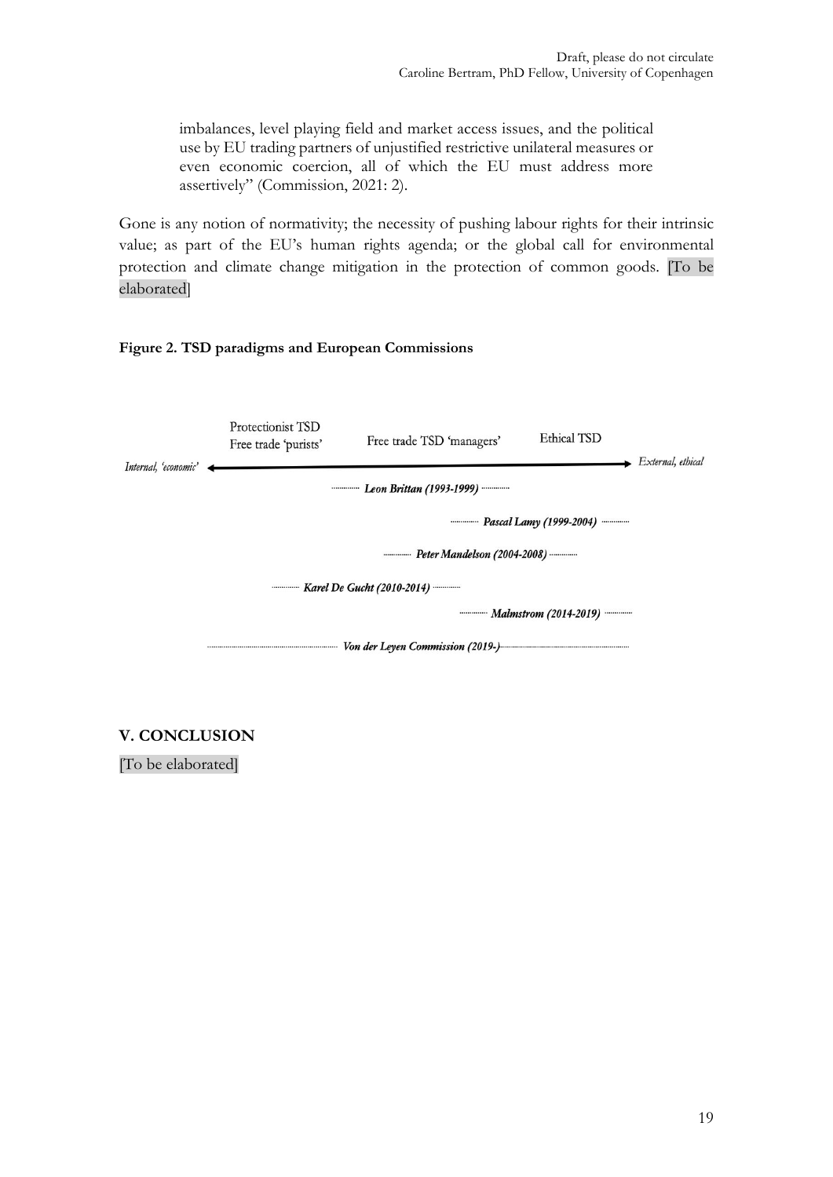imbalances, level playing field and market access issues, and the political use by EU trading partners of unjustified restrictive unilateral measures or even economic coercion, all of which the EU must address more assertively" (Commission, 2021: 2).

Gone is any notion of normativity; the necessity of pushing labour rights for their intrinsic value; as part of the EU's human rights agenda; or the global call for environmental protection and climate change mitigation in the protection of common goods. [To be elaborated]

**Figure 2. TSD paradigms and European Commissions**

Protectionist TSD
Free trade 'purists'

Free trade TSD 'managers'

Ethical TSD

*Internal, 'economic'* ← → *External, ethical*

***Leon Brittan (1993-1999)***

***Pascal Lamy (1999-2004)***

***Peter Mandelson (2004-2008)***

***Karel De Gucht (2010-2014)***

***Malmstrom (2014-2019)***

***Von der Leyen Commission (2019-)***

## V. CONCLUSION

[To be elaborated]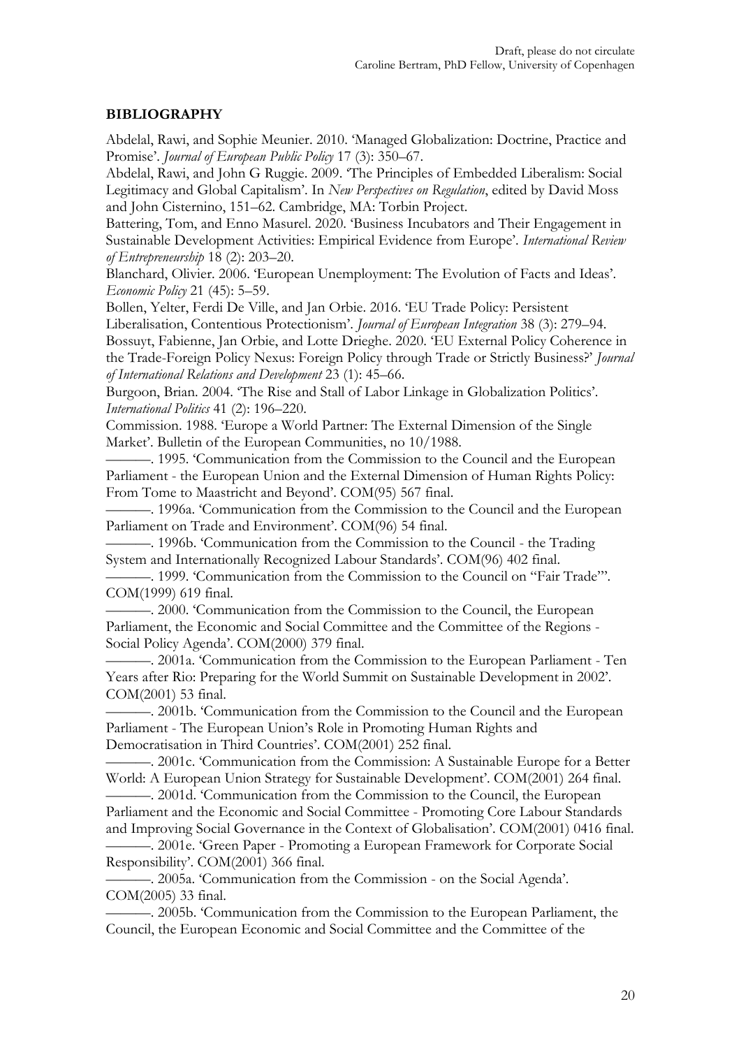## BIBLIOGRAPHY

Abdelal, Rawi, and Sophie Meunier. 2010. 'Managed Globalization: Doctrine, Practice and Promise'. *Journal of European Public Policy* 17 (3): 350–67.

Abdelal, Rawi, and John G Ruggie. 2009. 'The Principles of Embedded Liberalism: Social Legitimacy and Global Capitalism'. In *New Perspectives on Regulation*, edited by David Moss and John Cisternino, 151–62. Cambridge, MA: Torbin Project.

Battering, Tom, and Enno Masurel. 2020. 'Business Incubators and Their Engagement in Sustainable Development Activities: Empirical Evidence from Europe'. *International Review of Entrepreneurship* 18 (2): 203–20.

Blanchard, Olivier. 2006. 'European Unemployment: The Evolution of Facts and Ideas'. *Economic Policy* 21 (45): 5–59.

Bollen, Yelter, Ferdi De Ville, and Jan Orbie. 2016. 'EU Trade Policy: Persistent Liberalisation, Contentious Protectionism'. *Journal of European Integration* 38 (3): 279–94.

Bossuyt, Fabienne, Jan Orbie, and Lotte Drieghe. 2020. 'EU External Policy Coherence in the Trade-Foreign Policy Nexus: Foreign Policy through Trade or Strictly Business?' *Journal of International Relations and Development* 23 (1): 45–66.

Burgoon, Brian. 2004. 'The Rise and Stall of Labor Linkage in Globalization Politics'. *International Politics* 41 (2): 196–220.

Commission. 1988. 'Europe a World Partner: The External Dimension of the Single Market'. Bulletin of the European Communities, no 10/1988.

———. 1995. 'Communication from the Commission to the Council and the European Parliament - the European Union and the External Dimension of Human Rights Policy: From Tome to Maastricht and Beyond'. COM(95) 567 final.

———. 1996a. 'Communication from the Commission to the Council and the European Parliament on Trade and Environment'. COM(96) 54 final.

———. 1996b. 'Communication from the Commission to the Council - the Trading System and Internationally Recognized Labour Standards'. COM(96) 402 final.

———. 1999. 'Communication from the Commission to the Council on "Fair Trade"'. COM(1999) 619 final.

———. 2000. 'Communication from the Commission to the Council, the European Parliament, the Economic and Social Committee and the Committee of the Regions - Social Policy Agenda'. COM(2000) 379 final.

———. 2001a. 'Communication from the Commission to the European Parliament - Ten Years after Rio: Preparing for the World Summit on Sustainable Development in 2002'. COM(2001) 53 final.

———. 2001b. 'Communication from the Commission to the Council and the European Parliament - The European Union's Role in Promoting Human Rights and Democratisation in Third Countries'. COM(2001) 252 final.

———. 2001c. 'Communication from the Commission: A Sustainable Europe for a Better World: A European Union Strategy for Sustainable Development'. COM(2001) 264 final.

———. 2001d. 'Communication from the Commission to the Council, the European Parliament and the Economic and Social Committee - Promoting Core Labour Standards and Improving Social Governance in the Context of Globalisation'. COM(2001) 0416 final.

———. 2001e. 'Green Paper - Promoting a European Framework for Corporate Social Responsibility'. COM(2001) 366 final.

———. 2005a. 'Communication from the Commission - on the Social Agenda'. COM(2005) 33 final.

———. 2005b. 'Communication from the Commission to the European Parliament, the Council, the European Economic and Social Committee and the Committee of the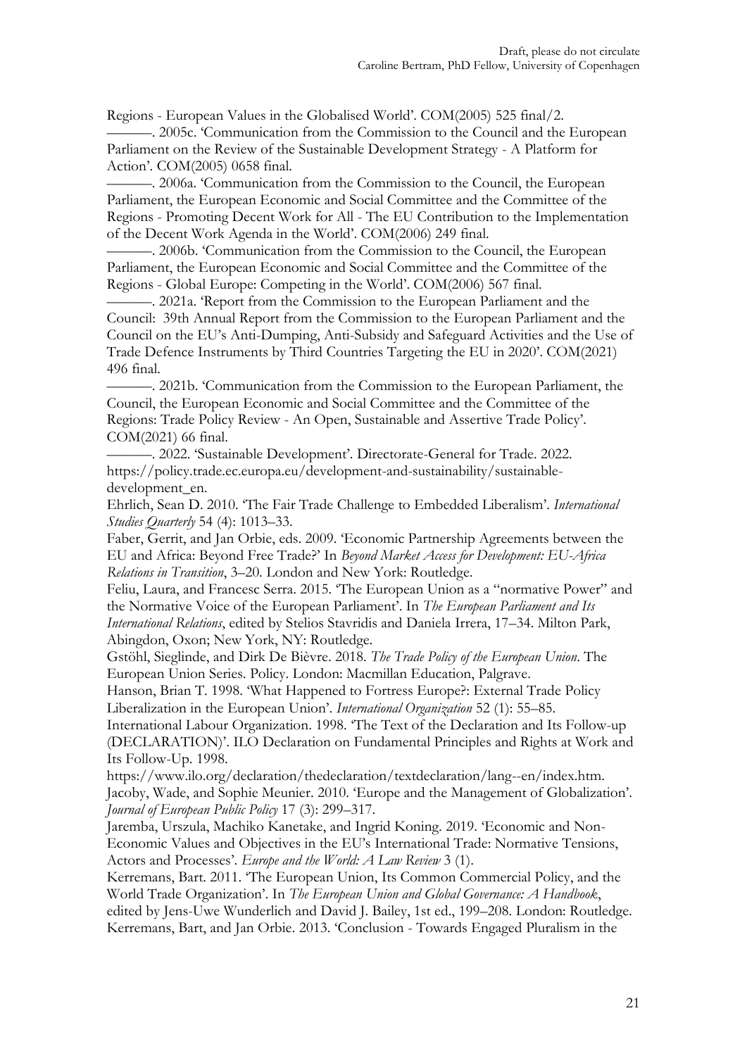Regions - European Values in the Globalised World'. COM(2005) 525 final/2.

———. 2005c. 'Communication from the Commission to the Council and the European Parliament on the Review of the Sustainable Development Strategy - A Platform for Action'. COM(2005) 0658 final.

———. 2006a. 'Communication from the Commission to the Council, the European Parliament, the European Economic and Social Committee and the Committee of the Regions - Promoting Decent Work for All - The EU Contribution to the Implementation of the Decent Work Agenda in the World'. COM(2006) 249 final.

———. 2006b. 'Communication from the Commission to the Council, the European Parliament, the European Economic and Social Committee and the Committee of the Regions - Global Europe: Competing in the World'. COM(2006) 567 final.

———. 2021a. 'Report from the Commission to the European Parliament and the Council: 39th Annual Report from the Commission to the European Parliament and the Council on the EU's Anti-Dumping, Anti-Subsidy and Safeguard Activities and the Use of Trade Defence Instruments by Third Countries Targeting the EU in 2020'. COM(2021) 496 final.

———. 2021b. 'Communication from the Commission to the European Parliament, the Council, the European Economic and Social Committee and the Committee of the Regions: Trade Policy Review - An Open, Sustainable and Assertive Trade Policy'. COM(2021) 66 final.

———. 2022. 'Sustainable Development'. Directorate-General for Trade. 2022. https://policy.trade.ec.europa.eu/development-and-sustainability/sustainable-development_en.

Ehrlich, Sean D. 2010. 'The Fair Trade Challenge to Embedded Liberalism'. *International Studies Quarterly* 54 (4): 1013–33.

Faber, Gerrit, and Jan Orbie, eds. 2009. 'Economic Partnership Agreements between the EU and Africa: Beyond Free Trade?' In *Beyond Market Access for Development: EU-Africa Relations in Transition*, 3–20. London and New York: Routledge.

Feliu, Laura, and Francesc Serra. 2015. 'The European Union as a "normative Power" and the Normative Voice of the European Parliament'. In *The European Parliament and Its International Relations*, edited by Stelios Stavridis and Daniela Irrera, 17–34. Milton Park, Abingdon, Oxon; New York, NY: Routledge.

Gstöhl, Sieglinde, and Dirk De Bièvre. 2018. *The Trade Policy of the European Union*. The European Union Series. Policy. London: Macmillan Education, Palgrave.

Hanson, Brian T. 1998. 'What Happened to Fortress Europe?: External Trade Policy Liberalization in the European Union'. *International Organization* 52 (1): 55–85.

International Labour Organization. 1998. 'The Text of the Declaration and Its Follow-up (DECLARATION)'. ILO Declaration on Fundamental Principles and Rights at Work and Its Follow-Up. 1998. https://www.ilo.org/declaration/thedeclaration/textdeclaration/lang--en/index.htm.

Jacoby, Wade, and Sophie Meunier. 2010. 'Europe and the Management of Globalization'. *Journal of European Public Policy* 17 (3): 299–317.

Jaremba, Urszula, Machiko Kanetake, and Ingrid Koning. 2019. 'Economic and Non-Economic Values and Objectives in the EU's International Trade: Normative Tensions, Actors and Processes'. *Europe and the World: A Law Review* 3 (1).

Kerremans, Bart. 2011. 'The European Union, Its Common Commercial Policy, and the World Trade Organization'. In *The European Union and Global Governance: A Handbook*, edited by Jens-Uwe Wunderlich and David J. Bailey, 1st ed., 199–208. London: Routledge.

Kerremans, Bart, and Jan Orbie. 2013. 'Conclusion - Towards Engaged Pluralism in the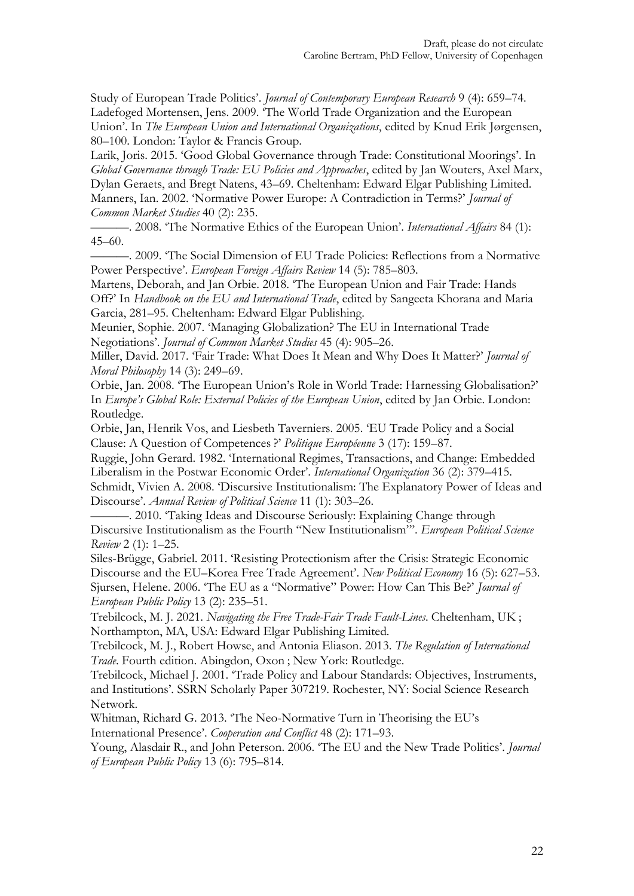Study of European Trade Politics'. *Journal of Contemporary European Research* 9 (4): 659–74.

Ladefoged Mortensen, Jens. 2009. 'The World Trade Organization and the European Union'. In *The European Union and International Organizations*, edited by Knud Erik Jørgensen, 80–100. London: Taylor & Francis Group.

Larik, Joris. 2015. 'Good Global Governance through Trade: Constitutional Moorings'. In *Global Governance through Trade: EU Policies and Approaches*, edited by Jan Wouters, Axel Marx, Dylan Geraets, and Bregt Natens, 43–69. Cheltenham: Edward Elgar Publishing Limited.

Manners, Ian. 2002. 'Normative Power Europe: A Contradiction in Terms?' *Journal of Common Market Studies* 40 (2): 235.

———. 2008. 'The Normative Ethics of the European Union'. *International Affairs* 84 (1): 45–60.

———. 2009. 'The Social Dimension of EU Trade Policies: Reflections from a Normative Power Perspective'. *European Foreign Affairs Review* 14 (5): 785–803.

Martens, Deborah, and Jan Orbie. 2018. 'The European Union and Fair Trade: Hands Off?' In *Handbook on the EU and International Trade*, edited by Sangeeta Khorana and Maria Garcia, 281–95. Cheltenham: Edward Elgar Publishing.

Meunier, Sophie. 2007. 'Managing Globalization? The EU in International Trade Negotiations'. *Journal of Common Market Studies* 45 (4): 905–26.

Miller, David. 2017. 'Fair Trade: What Does It Mean and Why Does It Matter?' *Journal of Moral Philosophy* 14 (3): 249–69.

Orbie, Jan. 2008. 'The European Union's Role in World Trade: Harnessing Globalisation?' In *Europe's Global Role: External Policies of the European Union*, edited by Jan Orbie. London: Routledge.

Orbie, Jan, Henrik Vos, and Liesbeth Taverniers. 2005. 'EU Trade Policy and a Social Clause: A Question of Competences ?' *Politique Européenne* 3 (17): 159–87.

Ruggie, John Gerard. 1982. 'International Regimes, Transactions, and Change: Embedded Liberalism in the Postwar Economic Order'. *International Organization* 36 (2): 379–415.

Schmidt, Vivien A. 2008. 'Discursive Institutionalism: The Explanatory Power of Ideas and Discourse'. *Annual Review of Political Science* 11 (1): 303–26.

———. 2010. 'Taking Ideas and Discourse Seriously: Explaining Change through Discursive Institutionalism as the Fourth "New Institutionalism"'. *European Political Science Review* 2 (1): 1–25.

Siles-Brügge, Gabriel. 2011. 'Resisting Protectionism after the Crisis: Strategic Economic Discourse and the EU–Korea Free Trade Agreement'. *New Political Economy* 16 (5): 627–53.

Sjursen, Helene. 2006. 'The EU as a "Normative" Power: How Can This Be?' *Journal of European Public Policy* 13 (2): 235–51.

Trebilcock, M. J. 2021. *Navigating the Free Trade-Fair Trade Fault-Lines*. Cheltenham, UK ; Northampton, MA, USA: Edward Elgar Publishing Limited.

Trebilcock, M. J., Robert Howse, and Antonia Eliason. 2013. *The Regulation of International Trade*. Fourth edition. Abingdon, Oxon ; New York: Routledge.

Trebilcock, Michael J. 2001. 'Trade Policy and Labour Standards: Objectives, Instruments, and Institutions'. SSRN Scholarly Paper 307219. Rochester, NY: Social Science Research Network.

Whitman, Richard G. 2013. 'The Neo-Normative Turn in Theorising the EU's International Presence'. *Cooperation and Conflict* 48 (2): 171–93.

Young, Alasdair R., and John Peterson. 2006. 'The EU and the New Trade Politics'. *Journal of European Public Policy* 13 (6): 795–814.